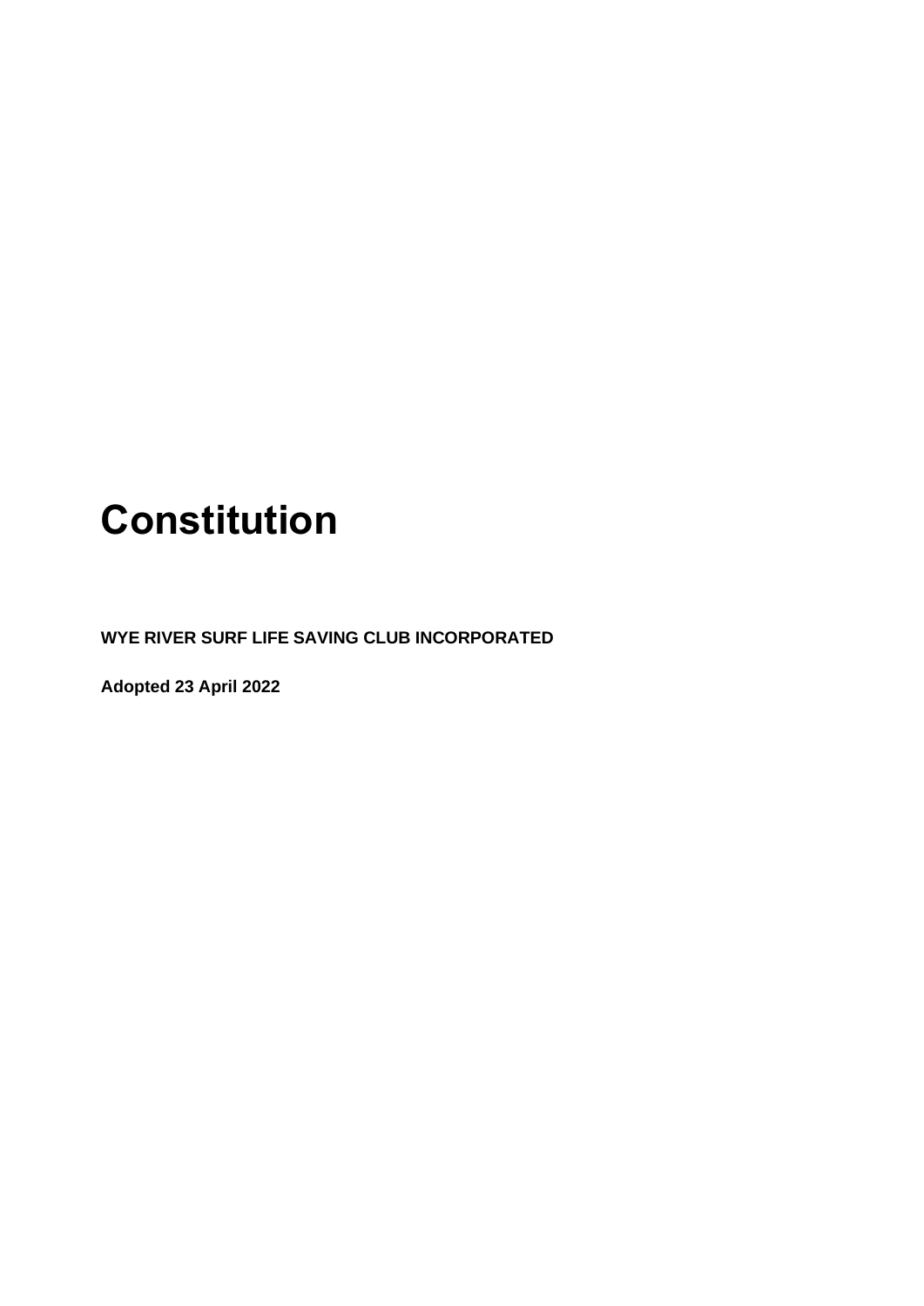# Constitution

**WYE RIVER SURF LIFE SAVING CLUB INCORPORATED**

**Adopted 23 April 2022**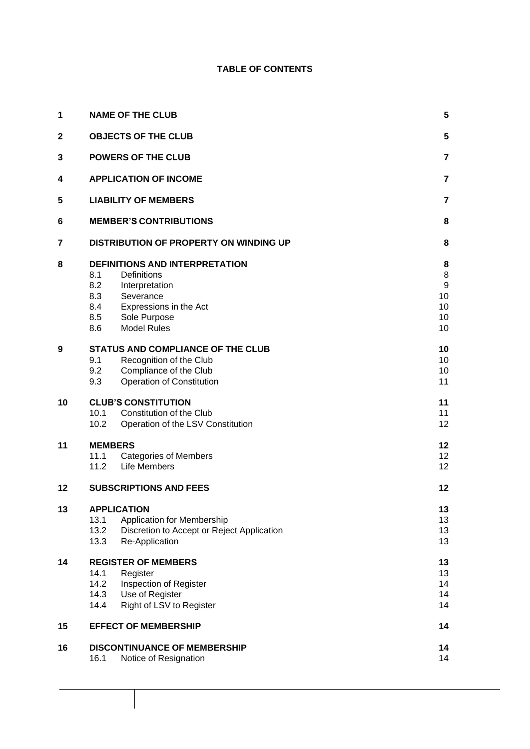**TABLE OF CONTENTS**

| | | |
|---|---|---|
| **1** | **NAME OF THE CLUB** | **5** |
| **2** | **OBJECTS OF THE CLUB** | **5** |
| **3** | **POWERS OF THE CLUB** | **7** |
| **4** | **APPLICATION OF INCOME** | **7** |
| **5** | **LIABILITY OF MEMBERS** | **7** |
| **6** | **MEMBER'S CONTRIBUTIONS** | **8** |
| **7** | **DISTRIBUTION OF PROPERTY ON WINDING UP** | **8** |
| **8** | **DEFINITIONS AND INTERPRETATION** | **8** |
| | 8.1 Definitions | 8 |
| | 8.2 Interpretation | 9 |
| | 8.3 Severance | 10 |
| | 8.4 Expressions in the Act | 10 |
| | 8.5 Sole Purpose | 10 |
| | 8.6 Model Rules | 10 |
| **9** | **STATUS AND COMPLIANCE OF THE CLUB** | **10** |
| | 9.1 Recognition of the Club | 10 |
| | 9.2 Compliance of the Club | 10 |
| | 9.3 Operation of Constitution | 11 |
| **10** | **CLUB'S CONSTITUTION** | **11** |
| | 10.1 Constitution of the Club | 11 |
| | 10.2 Operation of the LSV Constitution | 12 |
| **11** | **MEMBERS** | **12** |
| | 11.1 Categories of Members | 12 |
| | 11.2 Life Members | 12 |
| **12** | **SUBSCRIPTIONS AND FEES** | **12** |
| **13** | **APPLICATION** | **13** |
| | 13.1 Application for Membership | 13 |
| | 13.2 Discretion to Accept or Reject Application | 13 |
| | 13.3 Re-Application | 13 |
| **14** | **REGISTER OF MEMBERS** | **13** |
| | 14.1 Register | 13 |
| | 14.2 Inspection of Register | 14 |
| | 14.3 Use of Register | 14 |
| | 14.4 Right of LSV to Register | 14 |
| **15** | **EFFECT OF MEMBERSHIP** | **14** |
| **16** | **DISCONTINUANCE OF MEMBERSHIP** | **14** |
| | 16.1 Notice of Resignation | 14 |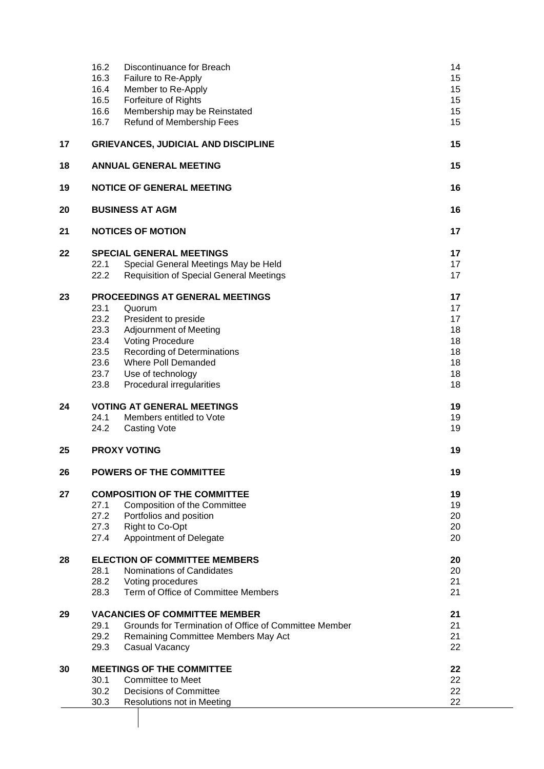| | | | |
|---|---|---|---|
| | 16.2 | Discontinuance for Breach | 14 |
| | 16.3 | Failure to Re-Apply | 15 |
| | 16.4 | Member to Re-Apply | 15 |
| | 16.5 | Forfeiture of Rights | 15 |
| | 16.6 | Membership may be Reinstated | 15 |
| | 16.7 | Refund of Membership Fees | 15 |
| **17** | **GRIEVANCES, JUDICIAL AND DISCIPLINE** | | **15** |
| **18** | **ANNUAL GENERAL MEETING** | | **15** |
| **19** | **NOTICE OF GENERAL MEETING** | | **16** |
| **20** | **BUSINESS AT AGM** | | **16** |
| **21** | **NOTICES OF MOTION** | | **17** |
| **22** | **SPECIAL GENERAL MEETINGS** | | **17** |
| | 22.1 | Special General Meetings May be Held | 17 |
| | 22.2 | Requisition of Special General Meetings | 17 |
| **23** | **PROCEEDINGS AT GENERAL MEETINGS** | | **17** |
| | 23.1 | Quorum | 17 |
| | 23.2 | President to preside | 17 |
| | 23.3 | Adjournment of Meeting | 18 |
| | 23.4 | Voting Procedure | 18 |
| | 23.5 | Recording of Determinations | 18 |
| | 23.6 | Where Poll Demanded | 18 |
| | 23.7 | Use of technology | 18 |
| | 23.8 | Procedural irregularities | 18 |
| **24** | **VOTING AT GENERAL MEETINGS** | | **19** |
| | 24.1 | Members entitled to Vote | 19 |
| | 24.2 | Casting Vote | 19 |
| **25** | **PROXY VOTING** | | **19** |
| **26** | **POWERS OF THE COMMITTEE** | | **19** |
| **27** | **COMPOSITION OF THE COMMITTEE** | | **19** |
| | 27.1 | Composition of the Committee | 19 |
| | 27.2 | Portfolios and position | 20 |
| | 27.3 | Right to Co-Opt | 20 |
| | 27.4 | Appointment of Delegate | 20 |
| **28** | **ELECTION OF COMMITTEE MEMBERS** | | **20** |
| | 28.1 | Nominations of Candidates | 20 |
| | 28.2 | Voting procedures | 21 |
| | 28.3 | Term of Office of Committee Members | 21 |
| **29** | **VACANCIES OF COMMITTEE MEMBER** | | **21** |
| | 29.1 | Grounds for Termination of Office of Committee Member | 21 |
| | 29.2 | Remaining Committee Members May Act | 21 |
| | 29.3 | Casual Vacancy | 22 |
| **30** | **MEETINGS OF THE COMMITTEE** | | **22** |
| | 30.1 | Committee to Meet | 22 |
| | 30.2 | Decisions of Committee | 22 |
| | 30.3 | Resolutions not in Meeting | 22 |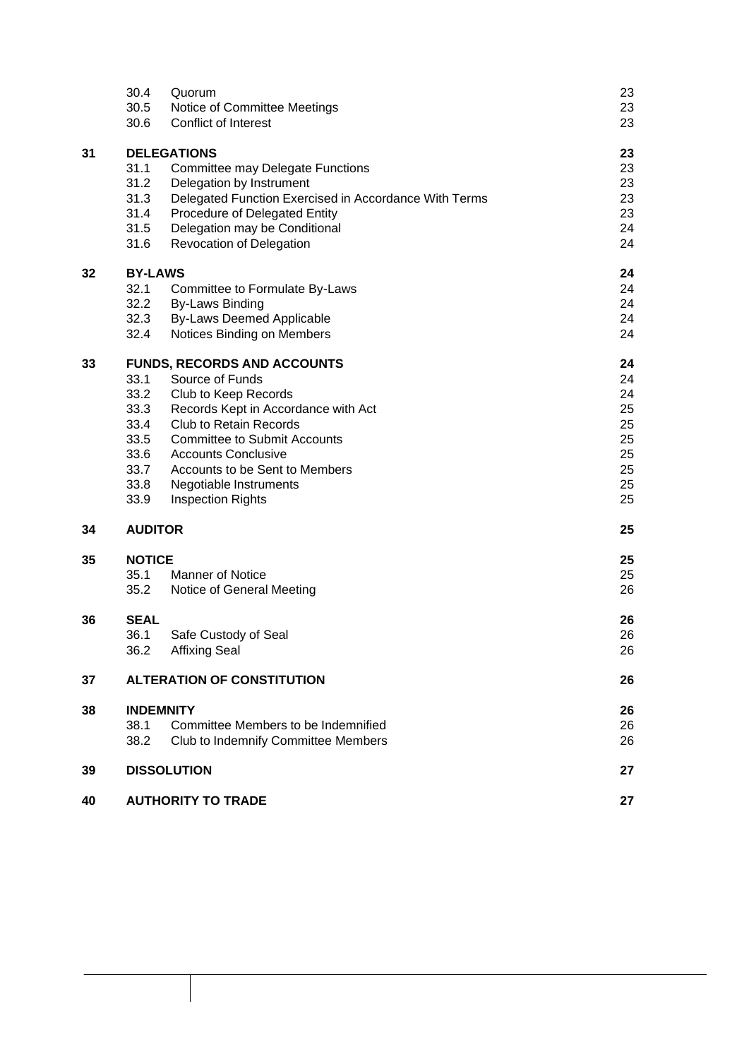| | | | |
|---|---|---|---|
| | 30.4 | Quorum | 23 |
| | 30.5 | Notice of Committee Meetings | 23 |
| | 30.6 | Conflict of Interest | 23 |
| **31** | **DELEGATIONS** | | **23** |
| | 31.1 | Committee may Delegate Functions | 23 |
| | 31.2 | Delegation by Instrument | 23 |
| | 31.3 | Delegated Function Exercised in Accordance With Terms | 23 |
| | 31.4 | Procedure of Delegated Entity | 23 |
| | 31.5 | Delegation may be Conditional | 24 |
| | 31.6 | Revocation of Delegation | 24 |
| **32** | **BY-LAWS** | | **24** |
| | 32.1 | Committee to Formulate By-Laws | 24 |
| | 32.2 | By-Laws Binding | 24 |
| | 32.3 | By-Laws Deemed Applicable | 24 |
| | 32.4 | Notices Binding on Members | 24 |
| **33** | **FUNDS, RECORDS AND ACCOUNTS** | | **24** |
| | 33.1 | Source of Funds | 24 |
| | 33.2 | Club to Keep Records | 24 |
| | 33.3 | Records Kept in Accordance with Act | 25 |
| | 33.4 | Club to Retain Records | 25 |
| | 33.5 | Committee to Submit Accounts | 25 |
| | 33.6 | Accounts Conclusive | 25 |
| | 33.7 | Accounts to be Sent to Members | 25 |
| | 33.8 | Negotiable Instruments | 25 |
| | 33.9 | Inspection Rights | 25 |
| **34** | **AUDITOR** | | **25** |
| **35** | **NOTICE** | | **25** |
| | 35.1 | Manner of Notice | 25 |
| | 35.2 | Notice of General Meeting | 26 |
| **36** | **SEAL** | | **26** |
| | 36.1 | Safe Custody of Seal | 26 |
| | 36.2 | Affixing Seal | 26 |
| **37** | **ALTERATION OF CONSTITUTION** | | **26** |
| **38** | **INDEMNITY** | | **26** |
| | 38.1 | Committee Members to be Indemnified | 26 |
| | 38.2 | Club to Indemnify Committee Members | 26 |
| **39** | **DISSOLUTION** | | **27** |
| **40** | **AUTHORITY TO TRADE** | | **27** |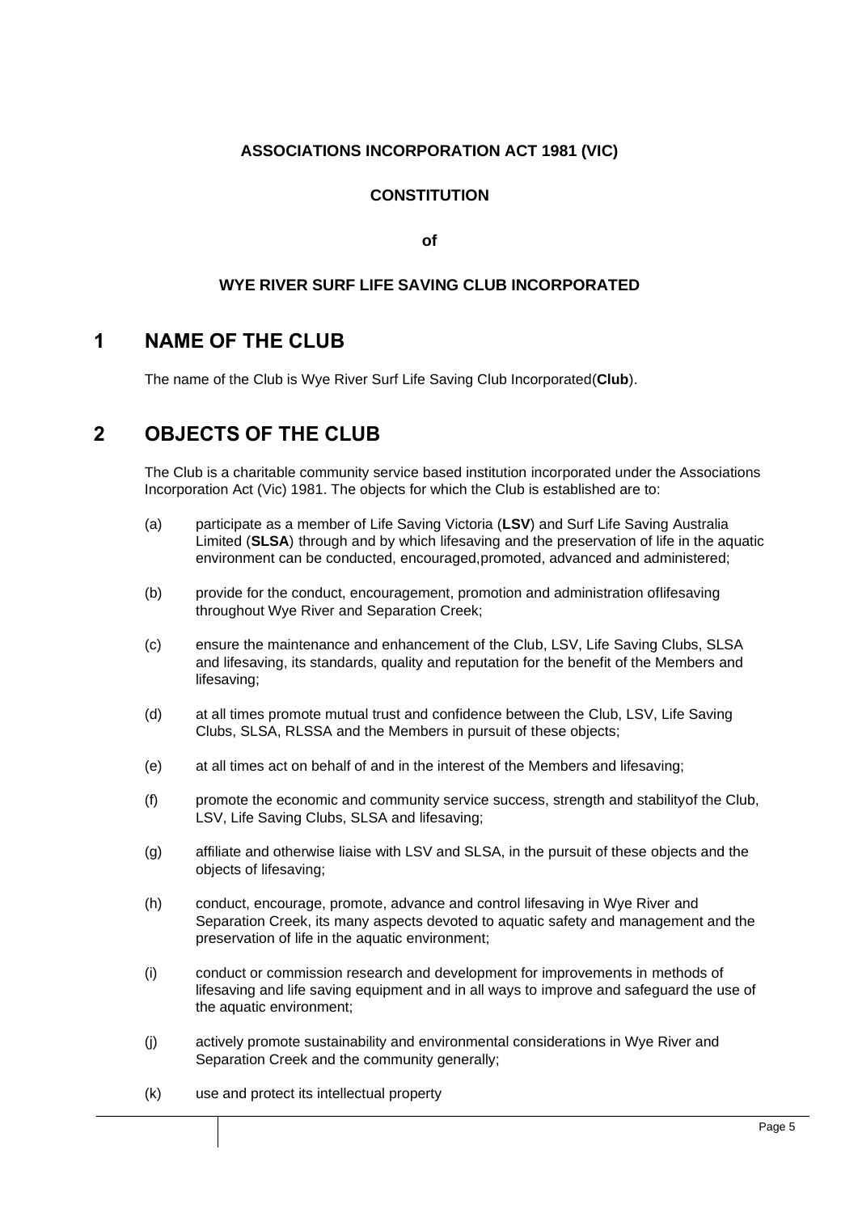**ASSOCIATIONS INCORPORATION ACT 1981 (VIC)**

**CONSTITUTION**

**of**

**WYE RIVER SURF LIFE SAVING CLUB INCORPORATED**

# 1 NAME OF THE CLUB

The name of the Club is Wye River Surf Life Saving Club Incorporated(**Club**).

# 2 OBJECTS OF THE CLUB

The Club is a charitable community service based institution incorporated under the Associations Incorporation Act (Vic) 1981. The objects for which the Club is established are to:

(a) participate as a member of Life Saving Victoria (**LSV**) and Surf Life Saving Australia Limited (**SLSA**) through and by which lifesaving and the preservation of life in the aquatic environment can be conducted, encouraged,promoted, advanced and administered;

(b) provide for the conduct, encouragement, promotion and administration oflifesaving throughout Wye River and Separation Creek;

(c) ensure the maintenance and enhancement of the Club, LSV, Life Saving Clubs, SLSA and lifesaving, its standards, quality and reputation for the benefit of the Members and lifesaving;

(d) at all times promote mutual trust and confidence between the Club, LSV, Life Saving Clubs, SLSA, RLSSA and the Members in pursuit of these objects;

(e) at all times act on behalf of and in the interest of the Members and lifesaving;

(f) promote the economic and community service success, strength and stabilityof the Club, LSV, Life Saving Clubs, SLSA and lifesaving;

(g) affiliate and otherwise liaise with LSV and SLSA, in the pursuit of these objects and the objects of lifesaving;

(h) conduct, encourage, promote, advance and control lifesaving in Wye River and Separation Creek, its many aspects devoted to aquatic safety and management and the preservation of life in the aquatic environment;

(i) conduct or commission research and development for improvements in methods of lifesaving and life saving equipment and in all ways to improve and safeguard the use of the aquatic environment;

(j) actively promote sustainability and environmental considerations in Wye River and Separation Creek and the community generally;

(k) use and protect its intellectual property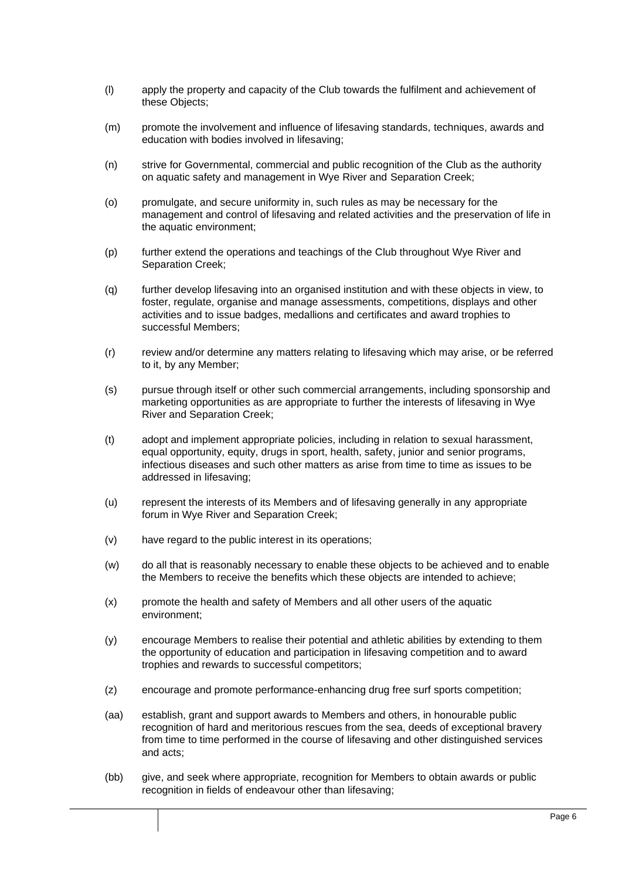(l) apply the property and capacity of the Club towards the fulfilment and achievement of these Objects;

(m) promote the involvement and influence of lifesaving standards, techniques, awards and education with bodies involved in lifesaving;

(n) strive for Governmental, commercial and public recognition of the Club as the authority on aquatic safety and management in Wye River and Separation Creek;

(o) promulgate, and secure uniformity in, such rules as may be necessary for the management and control of lifesaving and related activities and the preservation of life in the aquatic environment;

(p) further extend the operations and teachings of the Club throughout Wye River and Separation Creek;

(q) further develop lifesaving into an organised institution and with these objects in view, to foster, regulate, organise and manage assessments, competitions, displays and other activities and to issue badges, medallions and certificates and award trophies to successful Members;

(r) review and/or determine any matters relating to lifesaving which may arise, or be referred to it, by any Member;

(s) pursue through itself or other such commercial arrangements, including sponsorship and marketing opportunities as are appropriate to further the interests of lifesaving in Wye River and Separation Creek;

(t) adopt and implement appropriate policies, including in relation to sexual harassment, equal opportunity, equity, drugs in sport, health, safety, junior and senior programs, infectious diseases and such other matters as arise from time to time as issues to be addressed in lifesaving;

(u) represent the interests of its Members and of lifesaving generally in any appropriate forum in Wye River and Separation Creek;

(v) have regard to the public interest in its operations;

(w) do all that is reasonably necessary to enable these objects to be achieved and to enable the Members to receive the benefits which these objects are intended to achieve;

(x) promote the health and safety of Members and all other users of the aquatic environment;

(y) encourage Members to realise their potential and athletic abilities by extending to them the opportunity of education and participation in lifesaving competition and to award trophies and rewards to successful competitors;

(z) encourage and promote performance-enhancing drug free surf sports competition;

(aa) establish, grant and support awards to Members and others, in honourable public recognition of hard and meritorious rescues from the sea, deeds of exceptional bravery from time to time performed in the course of lifesaving and other distinguished services and acts;

(bb) give, and seek where appropriate, recognition for Members to obtain awards or public recognition in fields of endeavour other than lifesaving;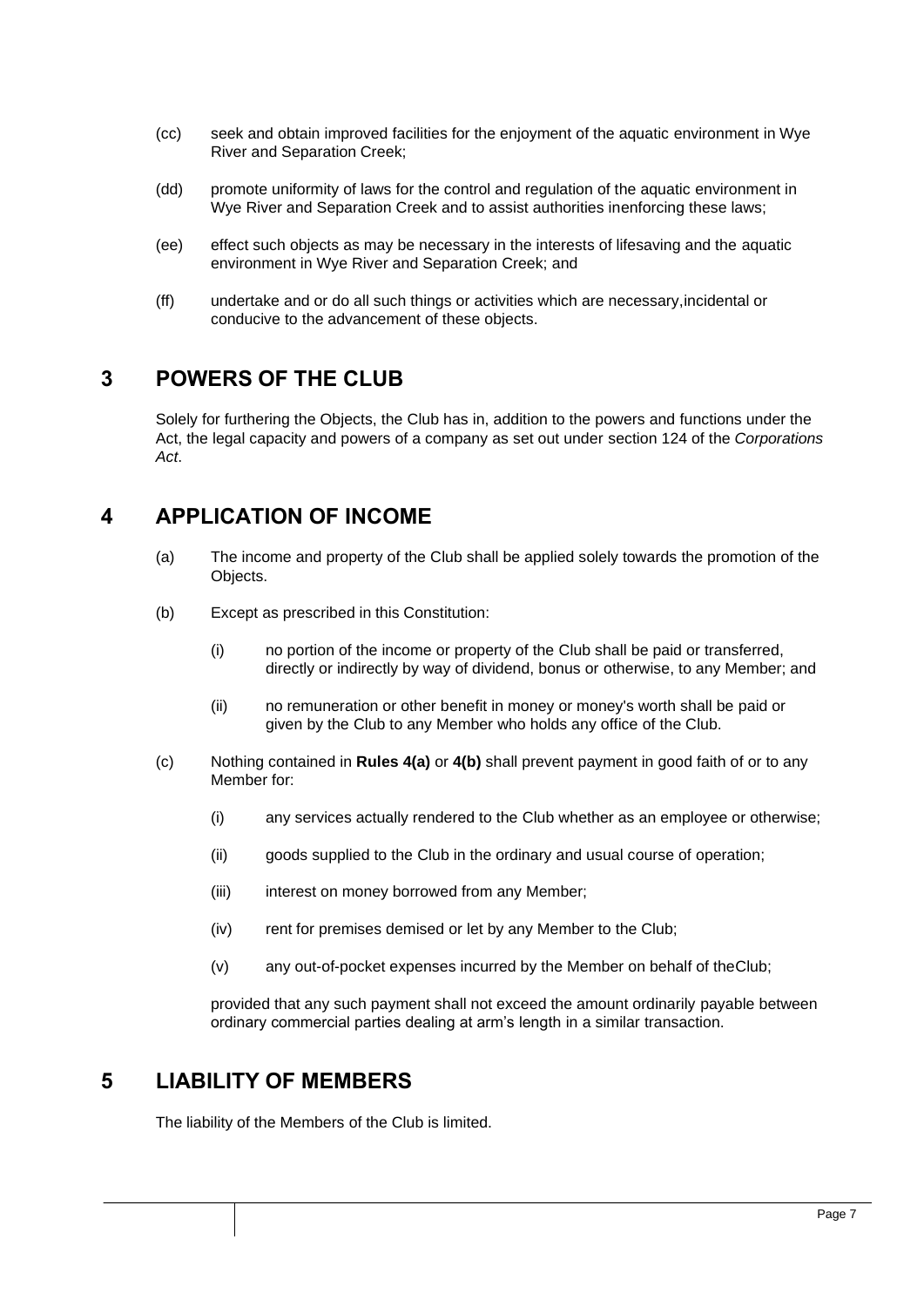(cc) seek and obtain improved facilities for the enjoyment of the aquatic environment in Wye River and Separation Creek;

(dd) promote uniformity of laws for the control and regulation of the aquatic environment in Wye River and Separation Creek and to assist authorities inenforcing these laws;

(ee) effect such objects as may be necessary in the interests of lifesaving and the aquatic environment in Wye River and Separation Creek; and

(ff) undertake and or do all such things or activities which are necessary,incidental or conducive to the advancement of these objects.

## 3 POWERS OF THE CLUB

Solely for furthering the Objects, the Club has in, addition to the powers and functions under the Act, the legal capacity and powers of a company as set out under section 124 of the *Corporations Act*.

## 4 APPLICATION OF INCOME

(a) The income and property of the Club shall be applied solely towards the promotion of the Objects.

(b) Except as prescribed in this Constitution:

  (i) no portion of the income or property of the Club shall be paid or transferred, directly or indirectly by way of dividend, bonus or otherwise, to any Member; and

  (ii) no remuneration or other benefit in money or money's worth shall be paid or given by the Club to any Member who holds any office of the Club.

(c) Nothing contained in **Rules 4(a)** or **4(b)** shall prevent payment in good faith of or to any Member for:

  (i) any services actually rendered to the Club whether as an employee or otherwise;

  (ii) goods supplied to the Club in the ordinary and usual course of operation;

  (iii) interest on money borrowed from any Member;

  (iv) rent for premises demised or let by any Member to the Club;

  (v) any out-of-pocket expenses incurred by the Member on behalf of theClub;

  provided that any such payment shall not exceed the amount ordinarily payable between ordinary commercial parties dealing at arm's length in a similar transaction.

## 5 LIABILITY OF MEMBERS

The liability of the Members of the Club is limited.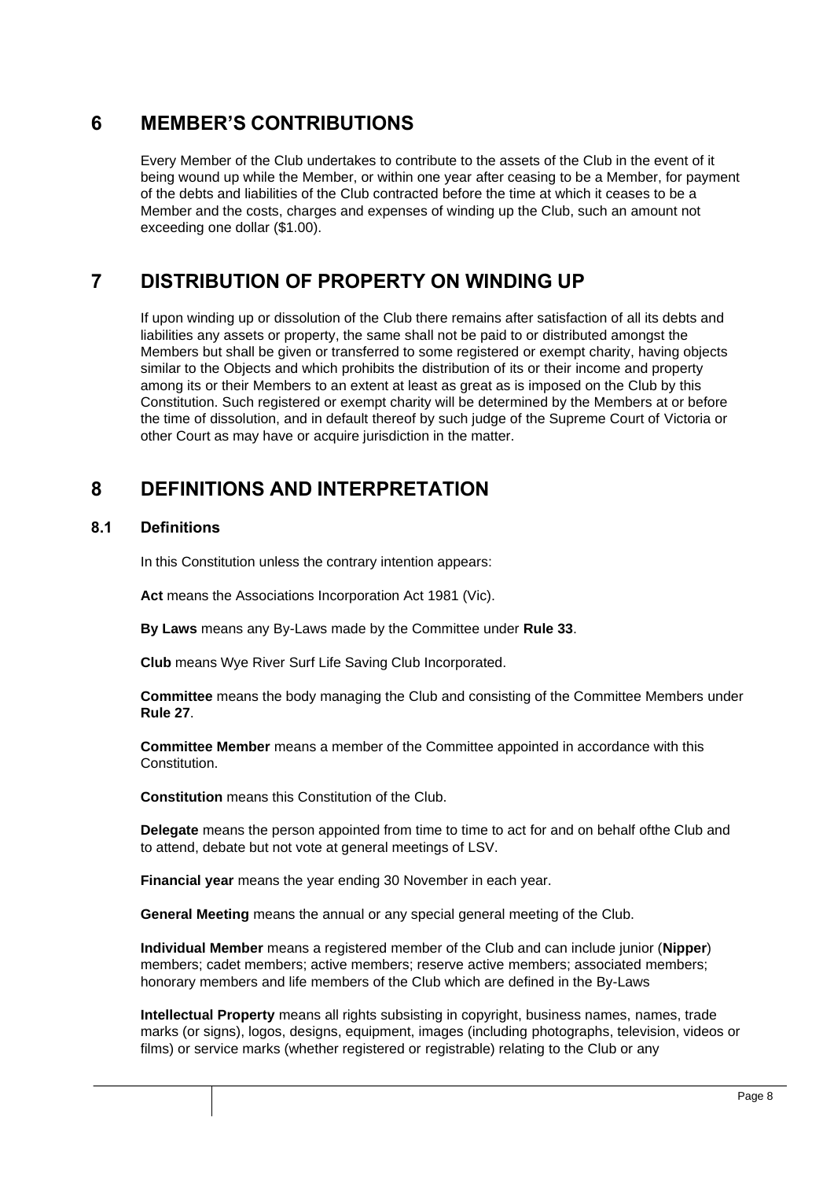# 6 MEMBER'S CONTRIBUTIONS

Every Member of the Club undertakes to contribute to the assets of the Club in the event of it being wound up while the Member, or within one year after ceasing to be a Member, for payment of the debts and liabilities of the Club contracted before the time at which it ceases to be a Member and the costs, charges and expenses of winding up the Club, such an amount not exceeding one dollar ($1.00).

# 7 DISTRIBUTION OF PROPERTY ON WINDING UP

If upon winding up or dissolution of the Club there remains after satisfaction of all its debts and liabilities any assets or property, the same shall not be paid to or distributed amongst the Members but shall be given or transferred to some registered or exempt charity, having objects similar to the Objects and which prohibits the distribution of its or their income and property among its or their Members to an extent at least as great as is imposed on the Club by this Constitution. Such registered or exempt charity will be determined by the Members at or before the time of dissolution, and in default thereof by such judge of the Supreme Court of Victoria or other Court as may have or acquire jurisdiction in the matter.

# 8 DEFINITIONS AND INTERPRETATION

## 8.1 Definitions

In this Constitution unless the contrary intention appears:

**Act** means the Associations Incorporation Act 1981 (Vic).

**By Laws** means any By-Laws made by the Committee under **Rule 33**.

**Club** means Wye River Surf Life Saving Club Incorporated.

**Committee** means the body managing the Club and consisting of the Committee Members under **Rule 27**.

**Committee Member** means a member of the Committee appointed in accordance with this Constitution.

**Constitution** means this Constitution of the Club.

**Delegate** means the person appointed from time to time to act for and on behalf ofthe Club and to attend, debate but not vote at general meetings of LSV.

**Financial year** means the year ending 30 November in each year.

**General Meeting** means the annual or any special general meeting of the Club.

**Individual Member** means a registered member of the Club and can include junior (**Nipper**) members; cadet members; active members; reserve active members; associated members; honorary members and life members of the Club which are defined in the By-Laws

**Intellectual Property** means all rights subsisting in copyright, business names, names, trade marks (or signs), logos, designs, equipment, images (including photographs, television, videos or films) or service marks (whether registered or registrable) relating to the Club or any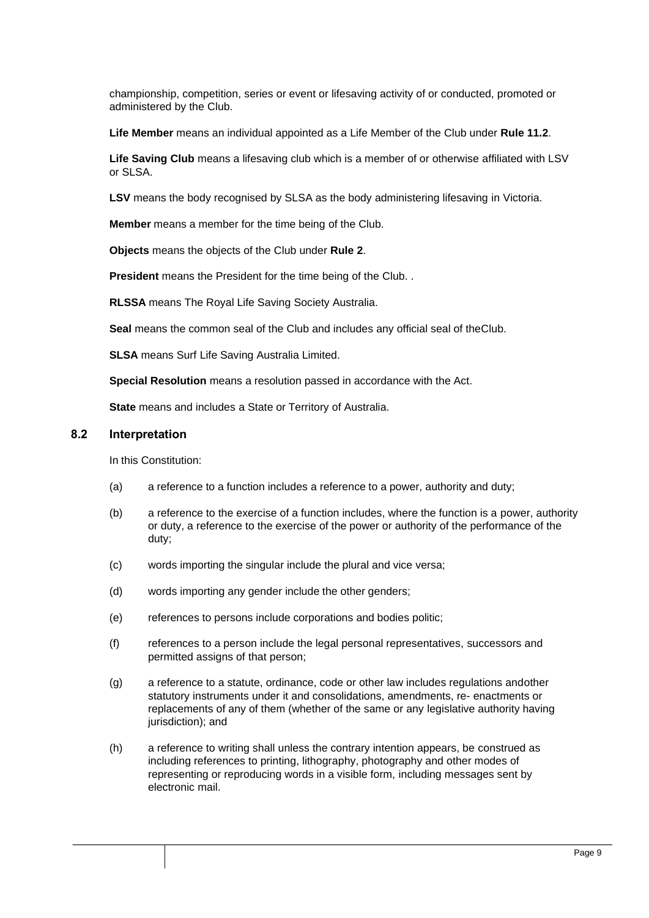championship, competition, series or event or lifesaving activity of or conducted, promoted or administered by the Club.

**Life Member** means an individual appointed as a Life Member of the Club under **Rule 11.2**.

**Life Saving Club** means a lifesaving club which is a member of or otherwise affiliated with LSV or SLSA.

**LSV** means the body recognised by SLSA as the body administering lifesaving in Victoria.

**Member** means a member for the time being of the Club.

**Objects** means the objects of the Club under **Rule 2**.

**President** means the President for the time being of the Club. .

**RLSSA** means The Royal Life Saving Society Australia.

**Seal** means the common seal of the Club and includes any official seal of theClub.

**SLSA** means Surf Life Saving Australia Limited.

**Special Resolution** means a resolution passed in accordance with the Act.

**State** means and includes a State or Territory of Australia.

### 8.2 Interpretation

In this Constitution:

(a) a reference to a function includes a reference to a power, authority and duty;

(b) a reference to the exercise of a function includes, where the function is a power, authority or duty, a reference to the exercise of the power or authority of the performance of the duty;

(c) words importing the singular include the plural and vice versa;

(d) words importing any gender include the other genders;

(e) references to persons include corporations and bodies politic;

(f) references to a person include the legal personal representatives, successors and permitted assigns of that person;

(g) a reference to a statute, ordinance, code or other law includes regulations andother statutory instruments under it and consolidations, amendments, re- enactments or replacements of any of them (whether of the same or any legislative authority having jurisdiction); and

(h) a reference to writing shall unless the contrary intention appears, be construed as including references to printing, lithography, photography and other modes of representing or reproducing words in a visible form, including messages sent by electronic mail.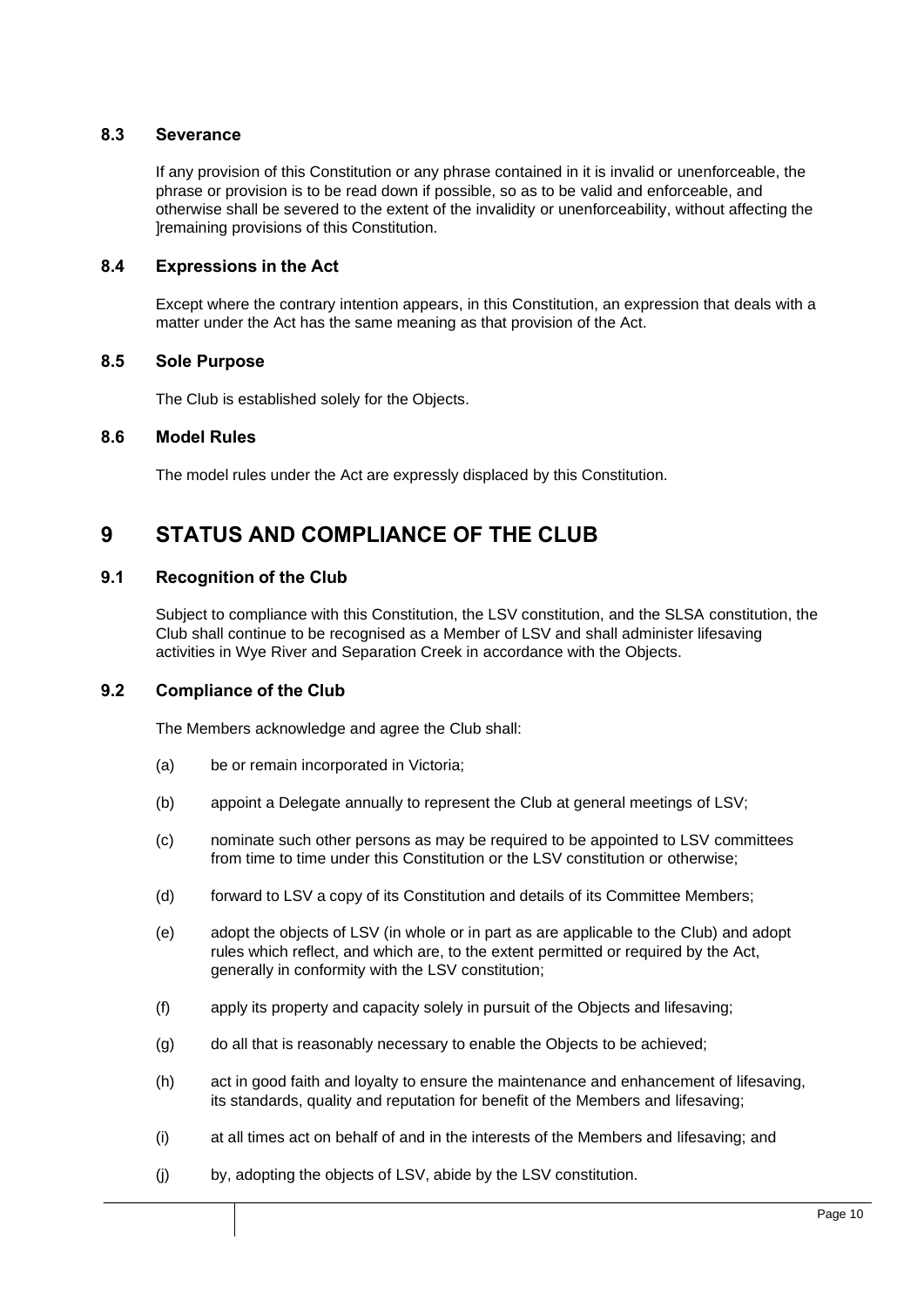### 8.3 Severance

If any provision of this Constitution or any phrase contained in it is invalid or unenforceable, the phrase or provision is to be read down if possible, so as to be valid and enforceable, and otherwise shall be severed to the extent of the invalidity or unenforceability, without affecting the ]remaining provisions of this Constitution.

### 8.4 Expressions in the Act

Except where the contrary intention appears, in this Constitution, an expression that deals with a matter under the Act has the same meaning as that provision of the Act.

### 8.5 Sole Purpose

The Club is established solely for the Objects.

### 8.6 Model Rules

The model rules under the Act are expressly displaced by this Constitution.

## 9 STATUS AND COMPLIANCE OF THE CLUB

### 9.1 Recognition of the Club

Subject to compliance with this Constitution, the LSV constitution, and the SLSA constitution, the Club shall continue to be recognised as a Member of LSV and shall administer lifesaving activities in Wye River and Separation Creek in accordance with the Objects.

### 9.2 Compliance of the Club

The Members acknowledge and agree the Club shall:

(a) be or remain incorporated in Victoria;

(b) appoint a Delegate annually to represent the Club at general meetings of LSV;

(c) nominate such other persons as may be required to be appointed to LSV committees from time to time under this Constitution or the LSV constitution or otherwise;

(d) forward to LSV a copy of its Constitution and details of its Committee Members;

(e) adopt the objects of LSV (in whole or in part as are applicable to the Club) and adopt rules which reflect, and which are, to the extent permitted or required by the Act, generally in conformity with the LSV constitution;

(f) apply its property and capacity solely in pursuit of the Objects and lifesaving;

(g) do all that is reasonably necessary to enable the Objects to be achieved;

(h) act in good faith and loyalty to ensure the maintenance and enhancement of lifesaving, its standards, quality and reputation for benefit of the Members and lifesaving;

(i) at all times act on behalf of and in the interests of the Members and lifesaving; and

(j) by, adopting the objects of LSV, abide by the LSV constitution.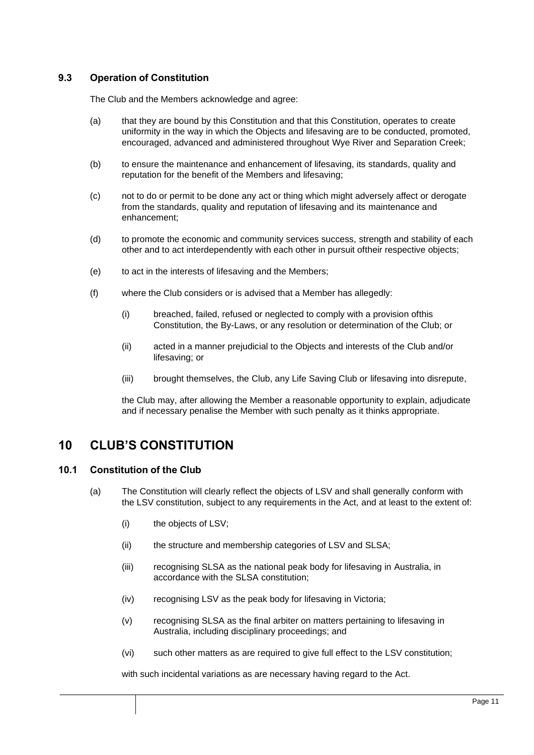### 9.3 Operation of Constitution

The Club and the Members acknowledge and agree:

(a) that they are bound by this Constitution and that this Constitution, operates to create uniformity in the way in which the Objects and lifesaving are to be conducted, promoted, encouraged, advanced and administered throughout Wye River and Separation Creek;

(b) to ensure the maintenance and enhancement of lifesaving, its standards, quality and reputation for the benefit of the Members and lifesaving;

(c) not to do or permit to be done any act or thing which might adversely affect or derogate from the standards, quality and reputation of lifesaving and its maintenance and enhancement;

(d) to promote the economic and community services success, strength and stability of each other and to act interdependently with each other in pursuit oftheir respective objects;

(e) to act in the interests of lifesaving and the Members;

(f) where the Club considers or is advised that a Member has allegedly:

  (i) breached, failed, refused or neglected to comply with a provision ofthis Constitution, the By-Laws, or any resolution or determination of the Club; or

  (ii) acted in a manner prejudicial to the Objects and interests of the Club and/or lifesaving; or

  (iii) brought themselves, the Club, any Life Saving Club or lifesaving into disrepute,

  the Club may, after allowing the Member a reasonable opportunity to explain, adjudicate and if necessary penalise the Member with such penalty as it thinks appropriate.

## 10 CLUB'S CONSTITUTION

### 10.1 Constitution of the Club

(a) The Constitution will clearly reflect the objects of LSV and shall generally conform with the LSV constitution, subject to any requirements in the Act, and at least to the extent of:

  (i) the objects of LSV;

  (ii) the structure and membership categories of LSV and SLSA;

  (iii) recognising SLSA as the national peak body for lifesaving in Australia, in accordance with the SLSA constitution;

  (iv) recognising LSV as the peak body for lifesaving in Victoria;

  (v) recognising SLSA as the final arbiter on matters pertaining to lifesaving in Australia, including disciplinary proceedings; and

  (vi) such other matters as are required to give full effect to the LSV constitution;

  with such incidental variations as are necessary having regard to the Act.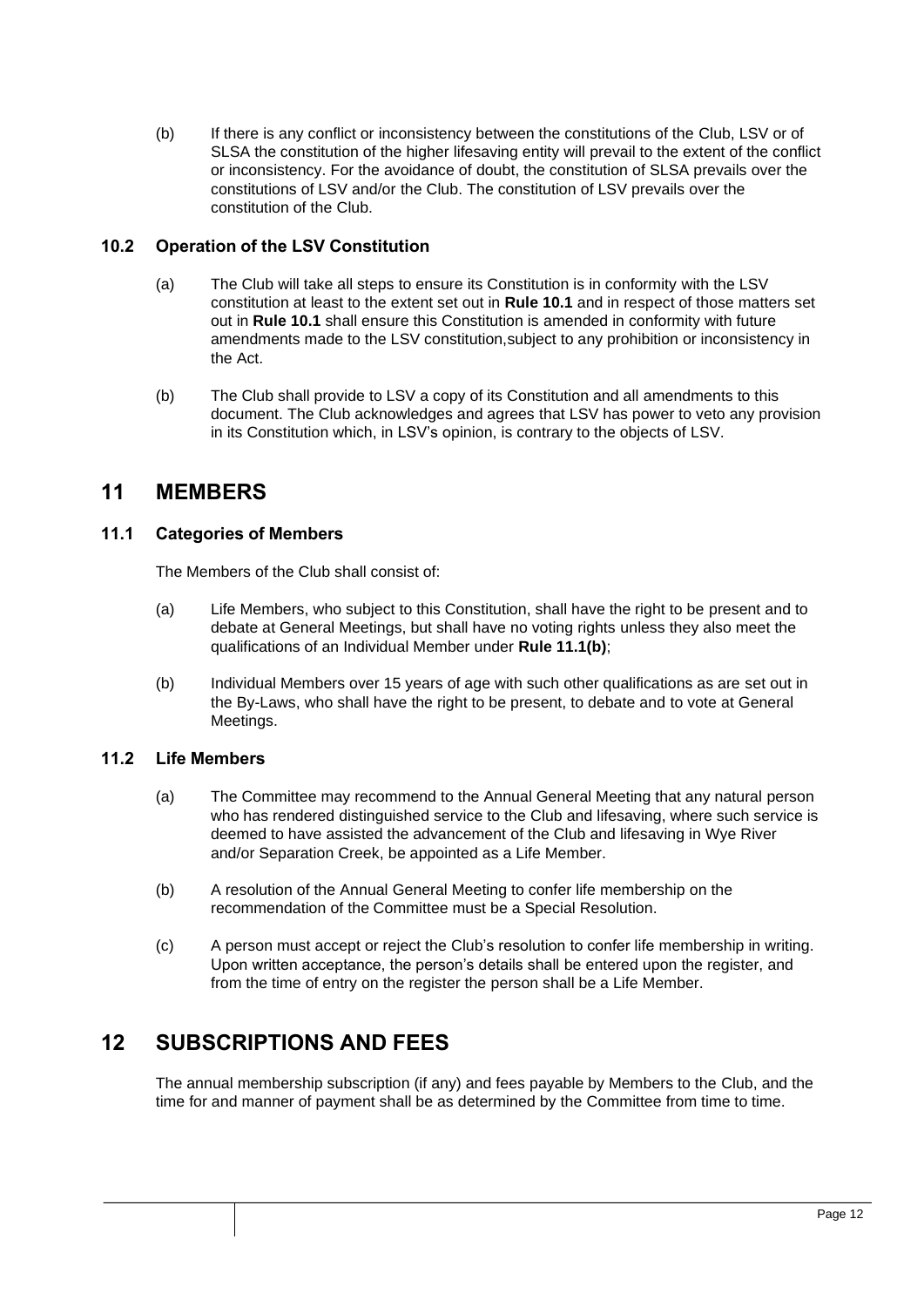(b) If there is any conflict or inconsistency between the constitutions of the Club, LSV or of SLSA the constitution of the higher lifesaving entity will prevail to the extent of the conflict or inconsistency. For the avoidance of doubt, the constitution of SLSA prevails over the constitutions of LSV and/or the Club. The constitution of LSV prevails over the constitution of the Club.

### 10.2 Operation of the LSV Constitution

(a) The Club will take all steps to ensure its Constitution is in conformity with the LSV constitution at least to the extent set out in **Rule 10.1** and in respect of those matters set out in **Rule 10.1** shall ensure this Constitution is amended in conformity with future amendments made to the LSV constitution,subject to any prohibition or inconsistency in the Act.

(b) The Club shall provide to LSV a copy of its Constitution and all amendments to this document. The Club acknowledges and agrees that LSV has power to veto any provision in its Constitution which, in LSV's opinion, is contrary to the objects of LSV.

## 11 MEMBERS

### 11.1 Categories of Members

The Members of the Club shall consist of:

(a) Life Members, who subject to this Constitution, shall have the right to be present and to debate at General Meetings, but shall have no voting rights unless they also meet the qualifications of an Individual Member under **Rule 11.1(b)**;

(b) Individual Members over 15 years of age with such other qualifications as are set out in the By-Laws, who shall have the right to be present, to debate and to vote at General Meetings.

### 11.2 Life Members

(a) The Committee may recommend to the Annual General Meeting that any natural person who has rendered distinguished service to the Club and lifesaving, where such service is deemed to have assisted the advancement of the Club and lifesaving in Wye River and/or Separation Creek, be appointed as a Life Member.

(b) A resolution of the Annual General Meeting to confer life membership on the recommendation of the Committee must be a Special Resolution.

(c) A person must accept or reject the Club's resolution to confer life membership in writing. Upon written acceptance, the person's details shall be entered upon the register, and from the time of entry on the register the person shall be a Life Member.

## 12 SUBSCRIPTIONS AND FEES

The annual membership subscription (if any) and fees payable by Members to the Club, and the time for and manner of payment shall be as determined by the Committee from time to time.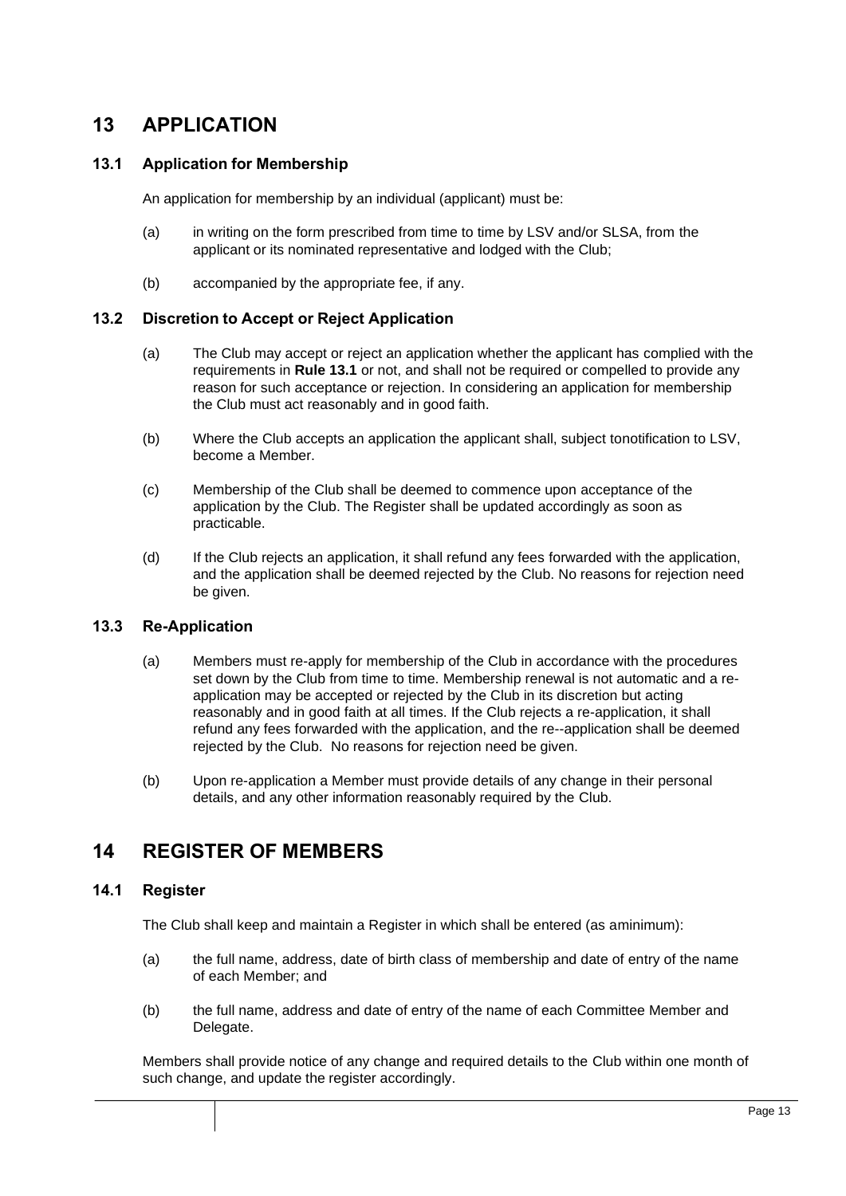# 13 APPLICATION

## 13.1 Application for Membership

An application for membership by an individual (applicant) must be:

(a) in writing on the form prescribed from time to time by LSV and/or SLSA, from the applicant or its nominated representative and lodged with the Club;

(b) accompanied by the appropriate fee, if any.

## 13.2 Discretion to Accept or Reject Application

(a) The Club may accept or reject an application whether the applicant has complied with the requirements in **Rule 13.1** or not, and shall not be required or compelled to provide any reason for such acceptance or rejection. In considering an application for membership the Club must act reasonably and in good faith.

(b) Where the Club accepts an application the applicant shall, subject tonotification to LSV, become a Member.

(c) Membership of the Club shall be deemed to commence upon acceptance of the application by the Club. The Register shall be updated accordingly as soon as practicable.

(d) If the Club rejects an application, it shall refund any fees forwarded with the application, and the application shall be deemed rejected by the Club. No reasons for rejection need be given.

## 13.3 Re-Application

(a) Members must re-apply for membership of the Club in accordance with the procedures set down by the Club from time to time. Membership renewal is not automatic and a re-application may be accepted or rejected by the Club in its discretion but acting reasonably and in good faith at all times. If the Club rejects a re-application, it shall refund any fees forwarded with the application, and the re--application shall be deemed rejected by the Club. No reasons for rejection need be given.

(b) Upon re-application a Member must provide details of any change in their personal details, and any other information reasonably required by the Club.

# 14 REGISTER OF MEMBERS

## 14.1 Register

The Club shall keep and maintain a Register in which shall be entered (as aminimum):

(a) the full name, address, date of birth class of membership and date of entry of the name of each Member; and

(b) the full name, address and date of entry of the name of each Committee Member and Delegate.

Members shall provide notice of any change and required details to the Club within one month of such change, and update the register accordingly.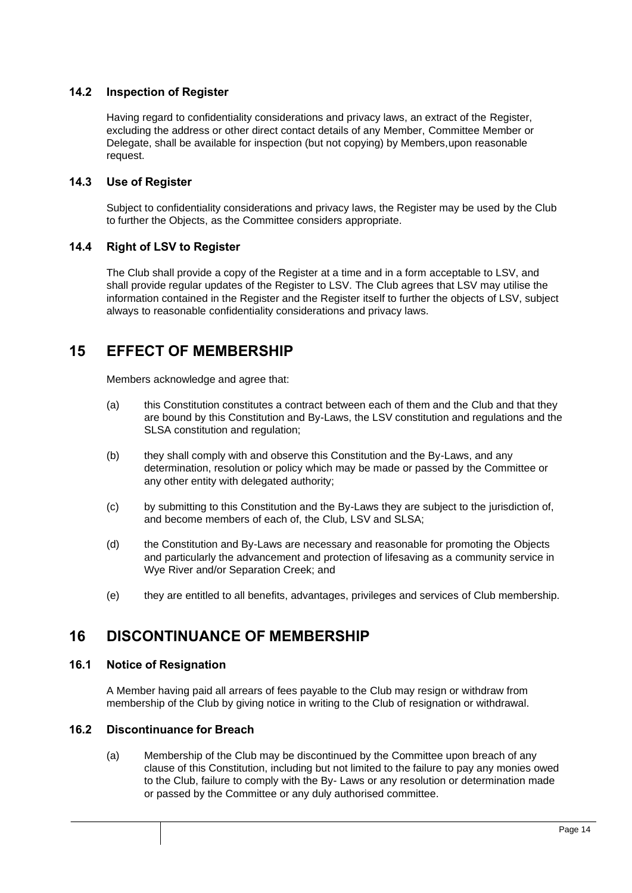### 14.2 Inspection of Register

Having regard to confidentiality considerations and privacy laws, an extract of the Register, excluding the address or other direct contact details of any Member, Committee Member or Delegate, shall be available for inspection (but not copying) by Members,upon reasonable request.

### 14.3 Use of Register

Subject to confidentiality considerations and privacy laws, the Register may be used by the Club to further the Objects, as the Committee considers appropriate.

### 14.4 Right of LSV to Register

The Club shall provide a copy of the Register at a time and in a form acceptable to LSV, and shall provide regular updates of the Register to LSV. The Club agrees that LSV may utilise the information contained in the Register and the Register itself to further the objects of LSV, subject always to reasonable confidentiality considerations and privacy laws.

## 15 EFFECT OF MEMBERSHIP

Members acknowledge and agree that:

(a) this Constitution constitutes a contract between each of them and the Club and that they are bound by this Constitution and By-Laws, the LSV constitution and regulations and the SLSA constitution and regulation;

(b) they shall comply with and observe this Constitution and the By-Laws, and any determination, resolution or policy which may be made or passed by the Committee or any other entity with delegated authority;

(c) by submitting to this Constitution and the By-Laws they are subject to the jurisdiction of, and become members of each of, the Club, LSV and SLSA;

(d) the Constitution and By-Laws are necessary and reasonable for promoting the Objects and particularly the advancement and protection of lifesaving as a community service in Wye River and/or Separation Creek; and

(e) they are entitled to all benefits, advantages, privileges and services of Club membership.

## 16 DISCONTINUANCE OF MEMBERSHIP

### 16.1 Notice of Resignation

A Member having paid all arrears of fees payable to the Club may resign or withdraw from membership of the Club by giving notice in writing to the Club of resignation or withdrawal.

### 16.2 Discontinuance for Breach

(a) Membership of the Club may be discontinued by the Committee upon breach of any clause of this Constitution, including but not limited to the failure to pay any monies owed to the Club, failure to comply with the By- Laws or any resolution or determination made or passed by the Committee or any duly authorised committee.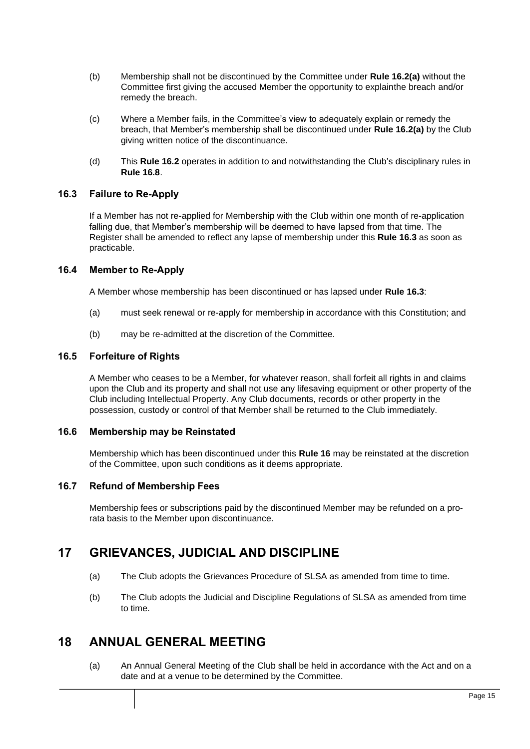(b) Membership shall not be discontinued by the Committee under **Rule 16.2(a)** without the Committee first giving the accused Member the opportunity to explainthe breach and/or remedy the breach.

(c) Where a Member fails, in the Committee's view to adequately explain or remedy the breach, that Member's membership shall be discontinued under **Rule 16.2(a)** by the Club giving written notice of the discontinuance.

(d) This **Rule 16.2** operates in addition to and notwithstanding the Club's disciplinary rules in **Rule 16.8**.

### 16.3 Failure to Re-Apply

If a Member has not re-applied for Membership with the Club within one month of re-application falling due, that Member's membership will be deemed to have lapsed from that time. The Register shall be amended to reflect any lapse of membership under this **Rule 16.3** as soon as practicable.

### 16.4 Member to Re-Apply

A Member whose membership has been discontinued or has lapsed under **Rule 16.3**:

(a) must seek renewal or re-apply for membership in accordance with this Constitution; and

(b) may be re-admitted at the discretion of the Committee.

### 16.5 Forfeiture of Rights

A Member who ceases to be a Member, for whatever reason, shall forfeit all rights in and claims upon the Club and its property and shall not use any lifesaving equipment or other property of the Club including Intellectual Property. Any Club documents, records or other property in the possession, custody or control of that Member shall be returned to the Club immediately.

### 16.6 Membership may be Reinstated

Membership which has been discontinued under this **Rule 16** may be reinstated at the discretion of the Committee, upon such conditions as it deems appropriate.

### 16.7 Refund of Membership Fees

Membership fees or subscriptions paid by the discontinued Member may be refunded on a pro-rata basis to the Member upon discontinuance.

## 17 GRIEVANCES, JUDICIAL AND DISCIPLINE

(a) The Club adopts the Grievances Procedure of SLSA as amended from time to time.

(b) The Club adopts the Judicial and Discipline Regulations of SLSA as amended from time to time.

## 18 ANNUAL GENERAL MEETING

(a) An Annual General Meeting of the Club shall be held in accordance with the Act and on a date and at a venue to be determined by the Committee.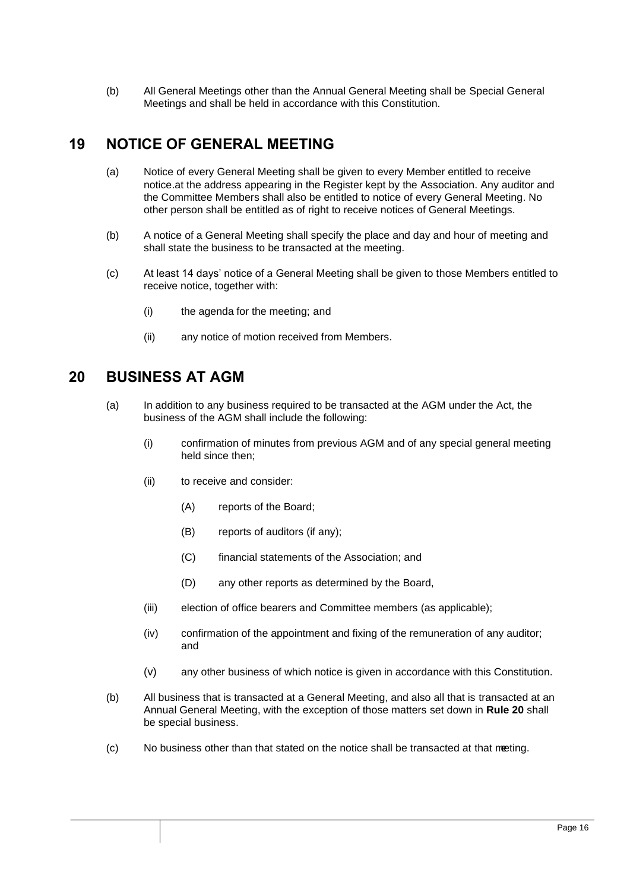(b) All General Meetings other than the Annual General Meeting shall be Special General Meetings and shall be held in accordance with this Constitution.

## 19 NOTICE OF GENERAL MEETING

(a) Notice of every General Meeting shall be given to every Member entitled to receive notice.at the address appearing in the Register kept by the Association. Any auditor and the Committee Members shall also be entitled to notice of every General Meeting. No other person shall be entitled as of right to receive notices of General Meetings.

(b) A notice of a General Meeting shall specify the place and day and hour of meeting and shall state the business to be transacted at the meeting.

(c) At least 14 days' notice of a General Meeting shall be given to those Members entitled to receive notice, together with:

 (i) the agenda for the meeting; and

 (ii) any notice of motion received from Members.

## 20 BUSINESS AT AGM

(a) In addition to any business required to be transacted at the AGM under the Act, the business of the AGM shall include the following:

 (i) confirmation of minutes from previous AGM and of any special general meeting held since then;

 (ii) to receive and consider:

  (A) reports of the Board;

  (B) reports of auditors (if any);

  (C) financial statements of the Association; and

  (D) any other reports as determined by the Board,

 (iii) election of office bearers and Committee members (as applicable);

 (iv) confirmation of the appointment and fixing of the remuneration of any auditor; and

 (v) any other business of which notice is given in accordance with this Constitution.

(b) All business that is transacted at a General Meeting, and also all that is transacted at an Annual General Meeting, with the exception of those matters set down in **Rule 20** shall be special business.

(c) No business other than that stated on the notice shall be transacted at that meeting.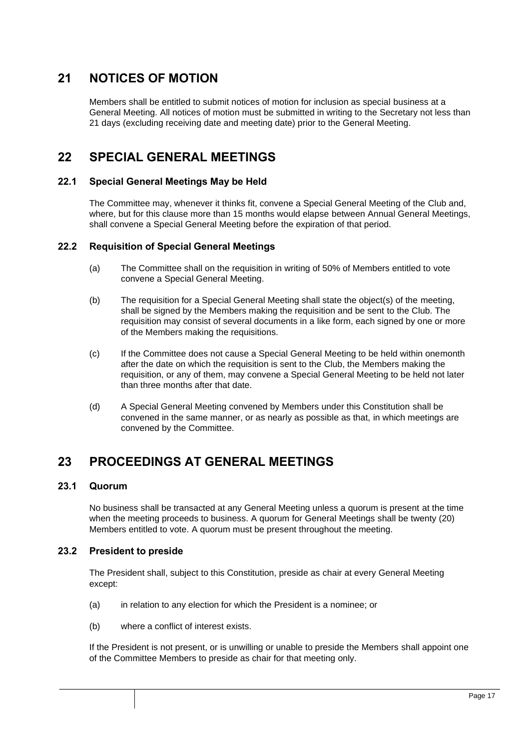# 21 NOTICES OF MOTION

Members shall be entitled to submit notices of motion for inclusion as special business at a General Meeting. All notices of motion must be submitted in writing to the Secretary not less than 21 days (excluding receiving date and meeting date) prior to the General Meeting.

# 22 SPECIAL GENERAL MEETINGS

## 22.1 Special General Meetings May be Held

The Committee may, whenever it thinks fit, convene a Special General Meeting of the Club and, where, but for this clause more than 15 months would elapse between Annual General Meetings, shall convene a Special General Meeting before the expiration of that period.

## 22.2 Requisition of Special General Meetings

(a) The Committee shall on the requisition in writing of 50% of Members entitled to vote convene a Special General Meeting.

(b) The requisition for a Special General Meeting shall state the object(s) of the meeting, shall be signed by the Members making the requisition and be sent to the Club. The requisition may consist of several documents in a like form, each signed by one or more of the Members making the requisitions.

(c) If the Committee does not cause a Special General Meeting to be held within onemonth after the date on which the requisition is sent to the Club, the Members making the requisition, or any of them, may convene a Special General Meeting to be held not later than three months after that date.

(d) A Special General Meeting convened by Members under this Constitution shall be convened in the same manner, or as nearly as possible as that, in which meetings are convened by the Committee.

# 23 PROCEEDINGS AT GENERAL MEETINGS

## 23.1 Quorum

No business shall be transacted at any General Meeting unless a quorum is present at the time when the meeting proceeds to business. A quorum for General Meetings shall be twenty (20) Members entitled to vote. A quorum must be present throughout the meeting.

## 23.2 President to preside

The President shall, subject to this Constitution, preside as chair at every General Meeting except:

(a) in relation to any election for which the President is a nominee; or

(b) where a conflict of interest exists.

If the President is not present, or is unwilling or unable to preside the Members shall appoint one of the Committee Members to preside as chair for that meeting only.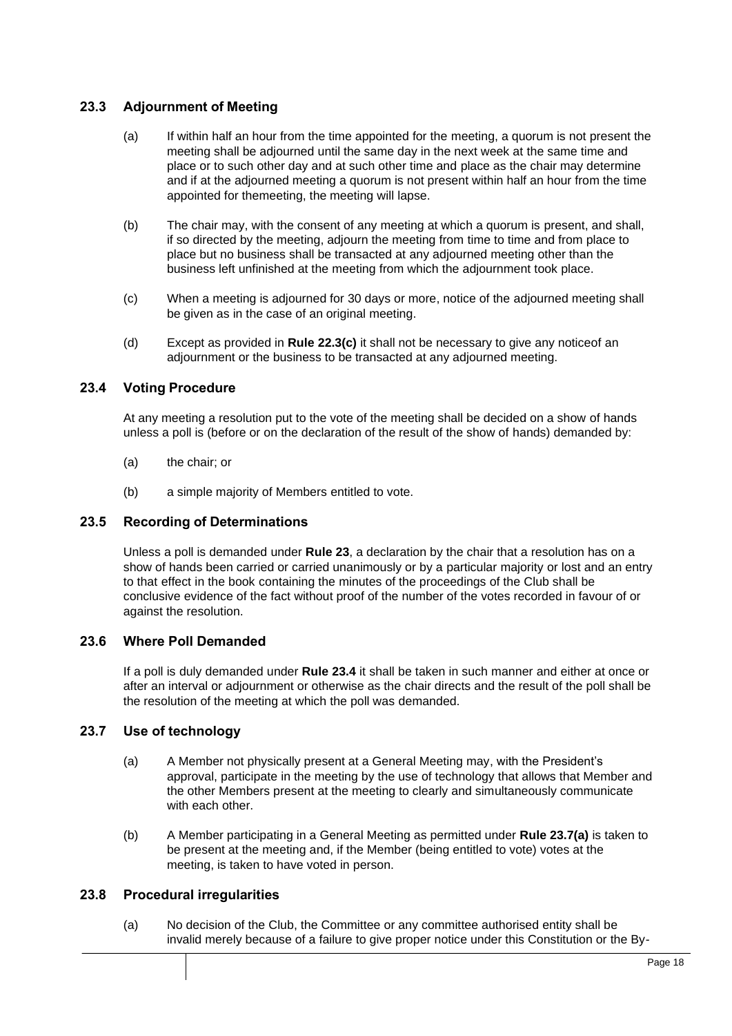## 23.3 Adjournment of Meeting

(a) If within half an hour from the time appointed for the meeting, a quorum is not present the meeting shall be adjourned until the same day in the next week at the same time and place or to such other day and at such other time and place as the chair may determine and if at the adjourned meeting a quorum is not present within half an hour from the time appointed for themeeting, the meeting will lapse.

(b) The chair may, with the consent of any meeting at which a quorum is present, and shall, if so directed by the meeting, adjourn the meeting from time to time and from place to place but no business shall be transacted at any adjourned meeting other than the business left unfinished at the meeting from which the adjournment took place.

(c) When a meeting is adjourned for 30 days or more, notice of the adjourned meeting shall be given as in the case of an original meeting.

(d) Except as provided in **Rule 22.3(c)** it shall not be necessary to give any noticeof an adjournment or the business to be transacted at any adjourned meeting.

## 23.4 Voting Procedure

At any meeting a resolution put to the vote of the meeting shall be decided on a show of hands unless a poll is (before or on the declaration of the result of the show of hands) demanded by:

(a) the chair; or

(b) a simple majority of Members entitled to vote.

## 23.5 Recording of Determinations

Unless a poll is demanded under **Rule 23**, a declaration by the chair that a resolution has on a show of hands been carried or carried unanimously or by a particular majority or lost and an entry to that effect in the book containing the minutes of the proceedings of the Club shall be conclusive evidence of the fact without proof of the number of the votes recorded in favour of or against the resolution.

## 23.6 Where Poll Demanded

If a poll is duly demanded under **Rule 23.4** it shall be taken in such manner and either at once or after an interval or adjournment or otherwise as the chair directs and the result of the poll shall be the resolution of the meeting at which the poll was demanded.

## 23.7 Use of technology

(a) A Member not physically present at a General Meeting may, with the President's approval, participate in the meeting by the use of technology that allows that Member and the other Members present at the meeting to clearly and simultaneously communicate with each other.

(b) A Member participating in a General Meeting as permitted under **Rule 23.7(a)** is taken to be present at the meeting and, if the Member (being entitled to vote) votes at the meeting, is taken to have voted in person.

## 23.8 Procedural irregularities

(a) No decision of the Club, the Committee or any committee authorised entity shall be invalid merely because of a failure to give proper notice under this Constitution or the By-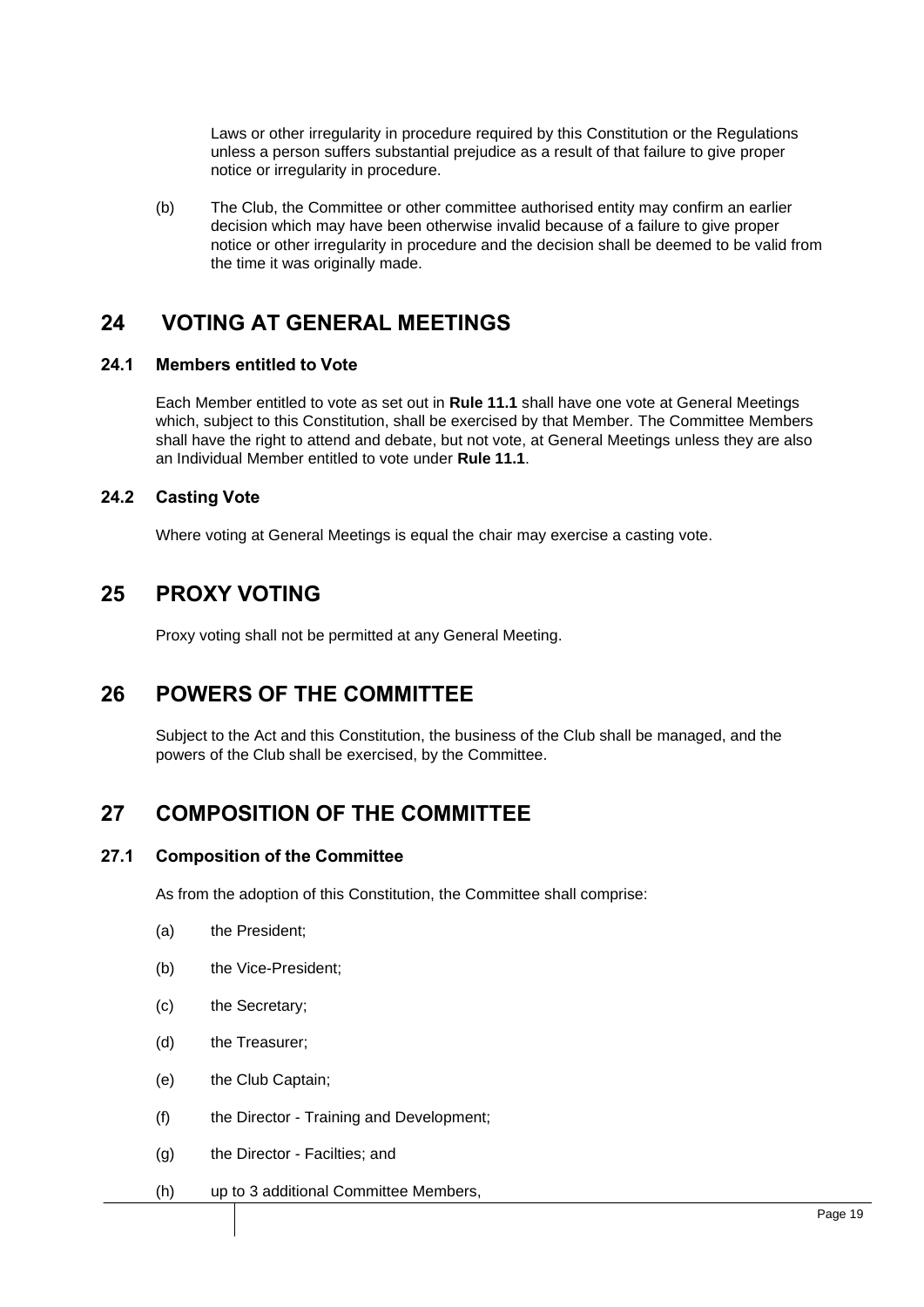Laws or other irregularity in procedure required by this Constitution or the Regulations unless a person suffers substantial prejudice as a result of that failure to give proper notice or irregularity in procedure.

(b) The Club, the Committee or other committee authorised entity may confirm an earlier decision which may have been otherwise invalid because of a failure to give proper notice or other irregularity in procedure and the decision shall be deemed to be valid from the time it was originally made.

## 24 VOTING AT GENERAL MEETINGS

### 24.1 Members entitled to Vote

Each Member entitled to vote as set out in **Rule 11.1** shall have one vote at General Meetings which, subject to this Constitution, shall be exercised by that Member. The Committee Members shall have the right to attend and debate, but not vote, at General Meetings unless they are also an Individual Member entitled to vote under **Rule 11.1**.

### 24.2 Casting Vote

Where voting at General Meetings is equal the chair may exercise a casting vote.

## 25 PROXY VOTING

Proxy voting shall not be permitted at any General Meeting.

## 26 POWERS OF THE COMMITTEE

Subject to the Act and this Constitution, the business of the Club shall be managed, and the powers of the Club shall be exercised, by the Committee.

## 27 COMPOSITION OF THE COMMITTEE

### 27.1 Composition of the Committee

As from the adoption of this Constitution, the Committee shall comprise:

(a) the President;

(b) the Vice-President;

(c) the Secretary;

(d) the Treasurer;

(e) the Club Captain;

(f) the Director - Training and Development;

(g) the Director - Facilties; and

(h) up to 3 additional Committee Members,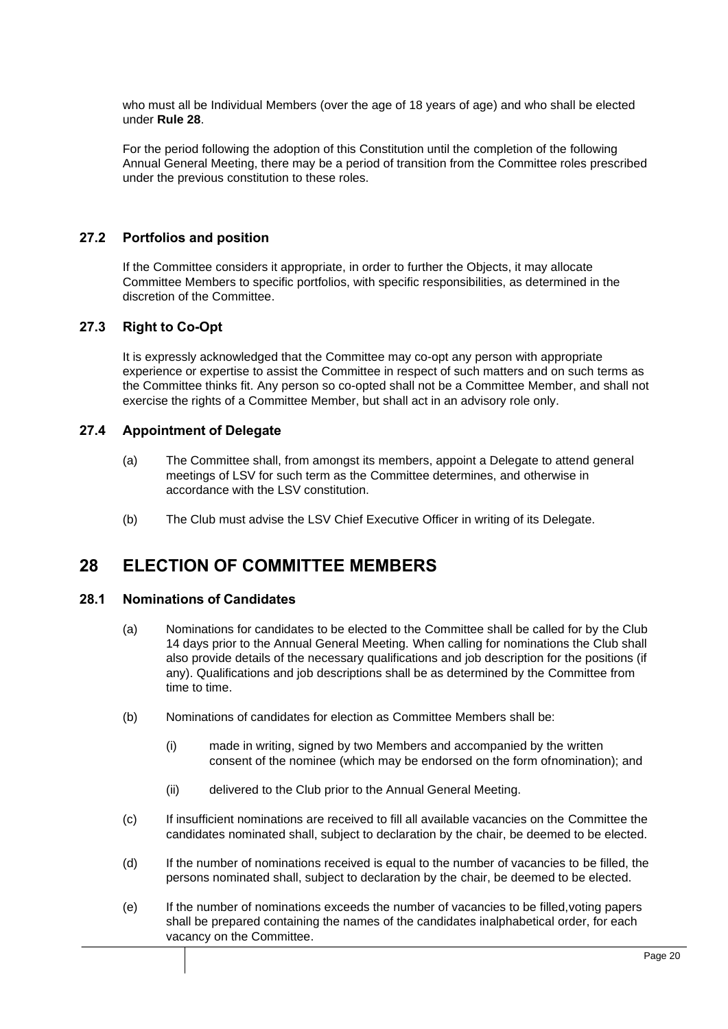who must all be Individual Members (over the age of 18 years of age) and who shall be elected under **Rule 28**.

For the period following the adoption of this Constitution until the completion of the following Annual General Meeting, there may be a period of transition from the Committee roles prescribed under the previous constitution to these roles.

### 27.2 Portfolios and position

If the Committee considers it appropriate, in order to further the Objects, it may allocate Committee Members to specific portfolios, with specific responsibilities, as determined in the discretion of the Committee.

### 27.3 Right to Co-Opt

It is expressly acknowledged that the Committee may co-opt any person with appropriate experience or expertise to assist the Committee in respect of such matters and on such terms as the Committee thinks fit. Any person so co-opted shall not be a Committee Member, and shall not exercise the rights of a Committee Member, but shall act in an advisory role only.

### 27.4 Appointment of Delegate

(a) The Committee shall, from amongst its members, appoint a Delegate to attend general meetings of LSV for such term as the Committee determines, and otherwise in accordance with the LSV constitution.

(b) The Club must advise the LSV Chief Executive Officer in writing of its Delegate.

## 28 ELECTION OF COMMITTEE MEMBERS

### 28.1 Nominations of Candidates

(a) Nominations for candidates to be elected to the Committee shall be called for by the Club 14 days prior to the Annual General Meeting. When calling for nominations the Club shall also provide details of the necessary qualifications and job description for the positions (if any). Qualifications and job descriptions shall be as determined by the Committee from time to time.

(b) Nominations of candidates for election as Committee Members shall be:

(i) made in writing, signed by two Members and accompanied by the written consent of the nominee (which may be endorsed on the form ofnomination); and

(ii) delivered to the Club prior to the Annual General Meeting.

(c) If insufficient nominations are received to fill all available vacancies on the Committee the candidates nominated shall, subject to declaration by the chair, be deemed to be elected.

(d) If the number of nominations received is equal to the number of vacancies to be filled, the persons nominated shall, subject to declaration by the chair, be deemed to be elected.

(e) If the number of nominations exceeds the number of vacancies to be filled,voting papers shall be prepared containing the names of the candidates inalphabetical order, for each vacancy on the Committee.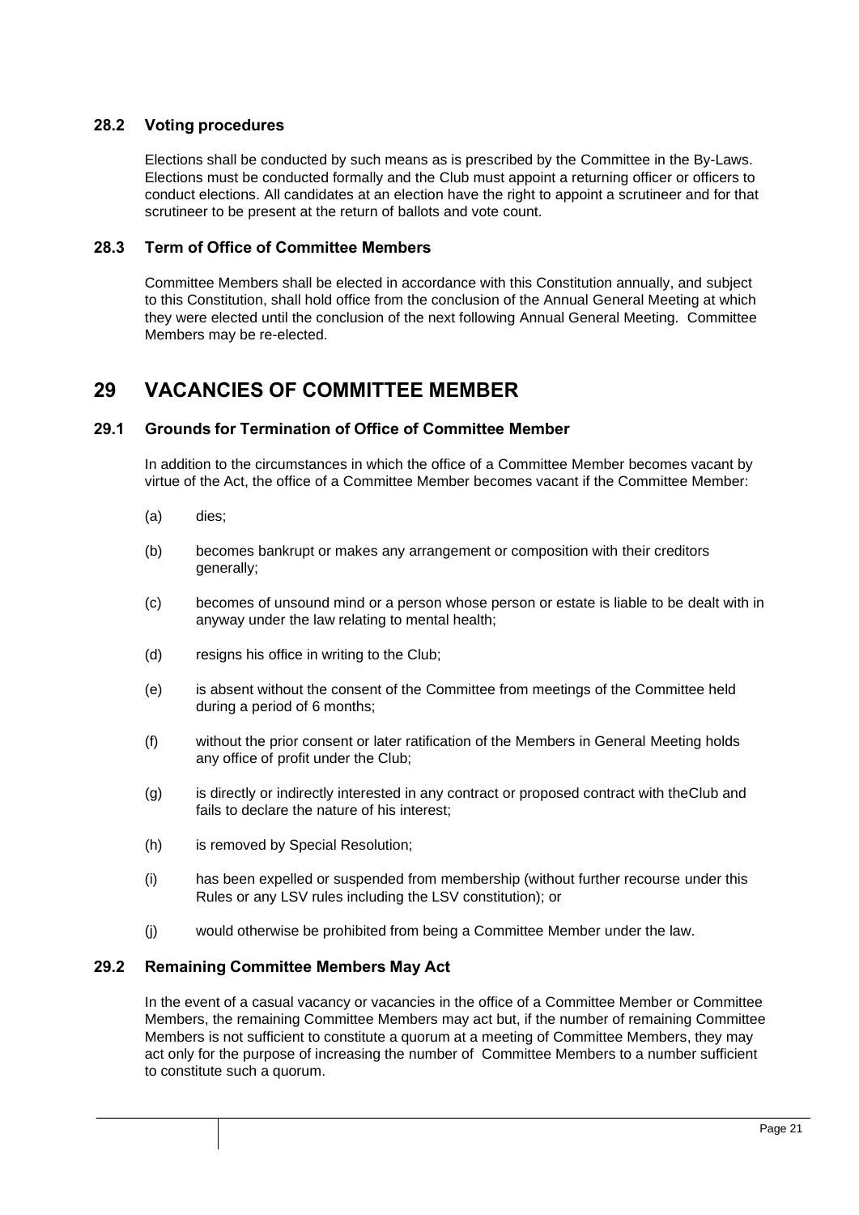### 28.2 Voting procedures

Elections shall be conducted by such means as is prescribed by the Committee in the By-Laws. Elections must be conducted formally and the Club must appoint a returning officer or officers to conduct elections. All candidates at an election have the right to appoint a scrutineer and for that scrutineer to be present at the return of ballots and vote count.

### 28.3 Term of Office of Committee Members

Committee Members shall be elected in accordance with this Constitution annually, and subject to this Constitution, shall hold office from the conclusion of the Annual General Meeting at which they were elected until the conclusion of the next following Annual General Meeting. Committee Members may be re-elected.

## 29 VACANCIES OF COMMITTEE MEMBER

### 29.1 Grounds for Termination of Office of Committee Member

In addition to the circumstances in which the office of a Committee Member becomes vacant by virtue of the Act, the office of a Committee Member becomes vacant if the Committee Member:

(a) dies;

(b) becomes bankrupt or makes any arrangement or composition with their creditors generally;

(c) becomes of unsound mind or a person whose person or estate is liable to be dealt with in anyway under the law relating to mental health;

(d) resigns his office in writing to the Club;

(e) is absent without the consent of the Committee from meetings of the Committee held during a period of 6 months;

(f) without the prior consent or later ratification of the Members in General Meeting holds any office of profit under the Club;

(g) is directly or indirectly interested in any contract or proposed contract with theClub and fails to declare the nature of his interest;

(h) is removed by Special Resolution;

(i) has been expelled or suspended from membership (without further recourse under this Rules or any LSV rules including the LSV constitution); or

(j) would otherwise be prohibited from being a Committee Member under the law.

### 29.2 Remaining Committee Members May Act

In the event of a casual vacancy or vacancies in the office of a Committee Member or Committee Members, the remaining Committee Members may act but, if the number of remaining Committee Members is not sufficient to constitute a quorum at a meeting of Committee Members, they may act only for the purpose of increasing the number of Committee Members to a number sufficient to constitute such a quorum.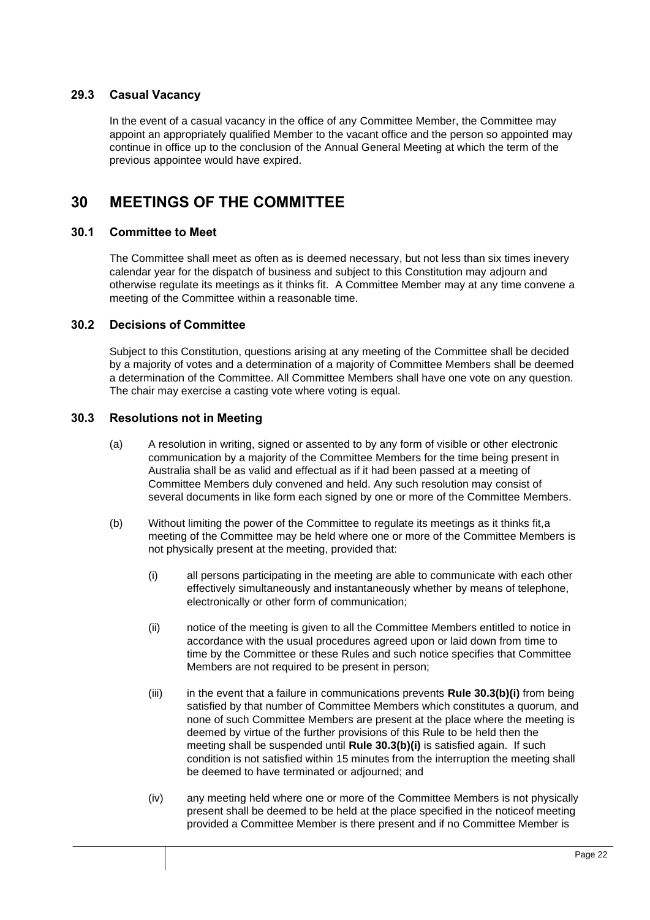### 29.3 Casual Vacancy

In the event of a casual vacancy in the office of any Committee Member, the Committee may appoint an appropriately qualified Member to the vacant office and the person so appointed may continue in office up to the conclusion of the Annual General Meeting at which the term of the previous appointee would have expired.

## 30 MEETINGS OF THE COMMITTEE

### 30.1 Committee to Meet

The Committee shall meet as often as is deemed necessary, but not less than six times inevery calendar year for the dispatch of business and subject to this Constitution may adjourn and otherwise regulate its meetings as it thinks fit. A Committee Member may at any time convene a meeting of the Committee within a reasonable time.

### 30.2 Decisions of Committee

Subject to this Constitution, questions arising at any meeting of the Committee shall be decided by a majority of votes and a determination of a majority of Committee Members shall be deemed a determination of the Committee. All Committee Members shall have one vote on any question. The chair may exercise a casting vote where voting is equal.

### 30.3 Resolutions not in Meeting

(a) A resolution in writing, signed or assented to by any form of visible or other electronic communication by a majority of the Committee Members for the time being present in Australia shall be as valid and effectual as if it had been passed at a meeting of Committee Members duly convened and held. Any such resolution may consist of several documents in like form each signed by one or more of the Committee Members.

(b) Without limiting the power of the Committee to regulate its meetings as it thinks fit,a meeting of the Committee may be held where one or more of the Committee Members is not physically present at the meeting, provided that:

(i) all persons participating in the meeting are able to communicate with each other effectively simultaneously and instantaneously whether by means of telephone, electronically or other form of communication;

(ii) notice of the meeting is given to all the Committee Members entitled to notice in accordance with the usual procedures agreed upon or laid down from time to time by the Committee or these Rules and such notice specifies that Committee Members are not required to be present in person;

(iii) in the event that a failure in communications prevents **Rule 30.3(b)(i)** from being satisfied by that number of Committee Members which constitutes a quorum, and none of such Committee Members are present at the place where the meeting is deemed by virtue of the further provisions of this Rule to be held then the meeting shall be suspended until **Rule 30.3(b)(i)** is satisfied again. If such condition is not satisfied within 15 minutes from the interruption the meeting shall be deemed to have terminated or adjourned; and

(iv) any meeting held where one or more of the Committee Members is not physically present shall be deemed to be held at the place specified in the noticeof meeting provided a Committee Member is there present and if no Committee Member is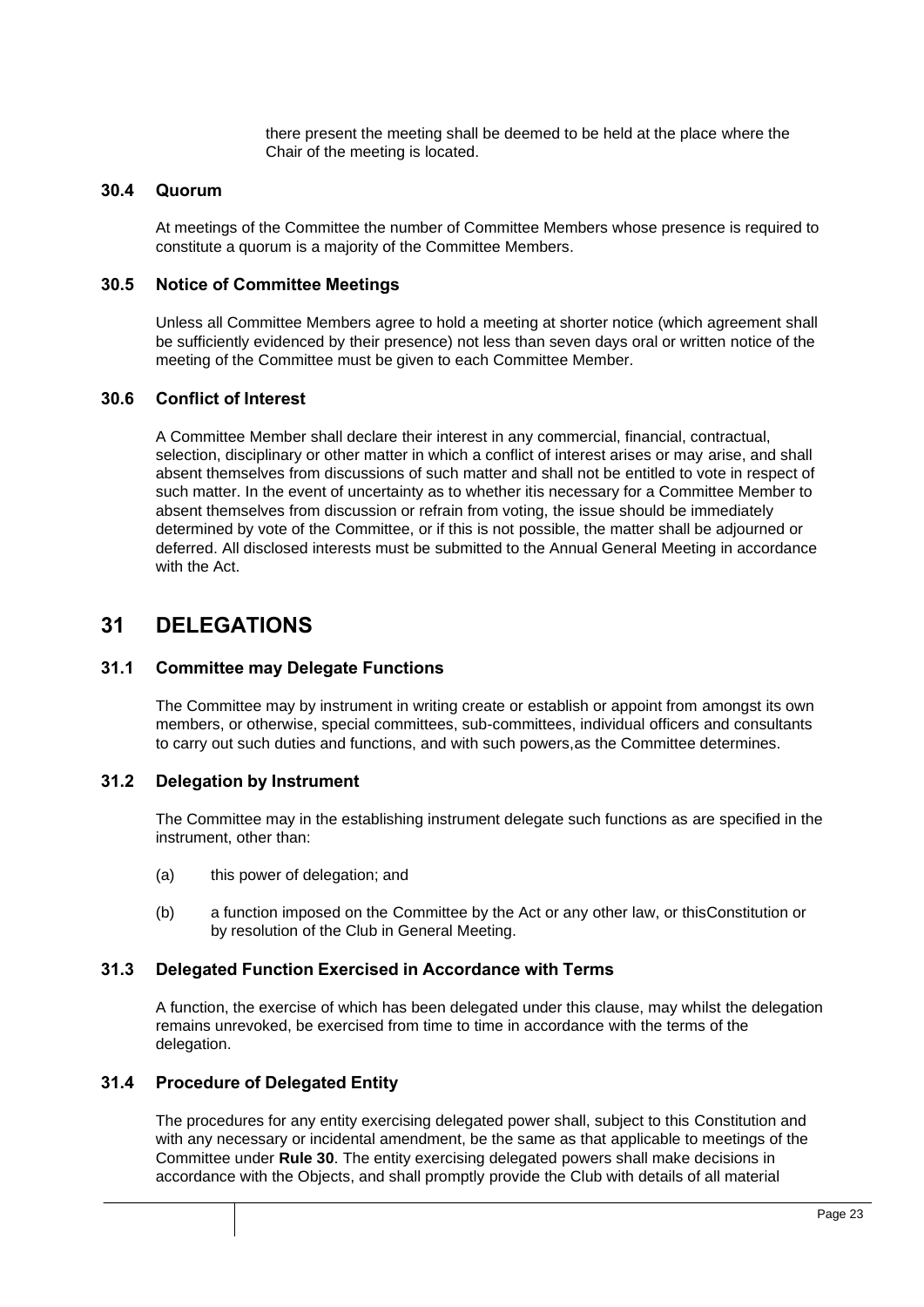there present the meeting shall be deemed to be held at the place where the Chair of the meeting is located.

### 30.4 Quorum

At meetings of the Committee the number of Committee Members whose presence is required to constitute a quorum is a majority of the Committee Members.

### 30.5 Notice of Committee Meetings

Unless all Committee Members agree to hold a meeting at shorter notice (which agreement shall be sufficiently evidenced by their presence) not less than seven days oral or written notice of the meeting of the Committee must be given to each Committee Member.

### 30.6 Conflict of Interest

A Committee Member shall declare their interest in any commercial, financial, contractual, selection, disciplinary or other matter in which a conflict of interest arises or may arise, and shall absent themselves from discussions of such matter and shall not be entitled to vote in respect of such matter. In the event of uncertainty as to whether itis necessary for a Committee Member to absent themselves from discussion or refrain from voting, the issue should be immediately determined by vote of the Committee, or if this is not possible, the matter shall be adjourned or deferred. All disclosed interests must be submitted to the Annual General Meeting in accordance with the Act.

## 31 DELEGATIONS

### 31.1 Committee may Delegate Functions

The Committee may by instrument in writing create or establish or appoint from amongst its own members, or otherwise, special committees, sub-committees, individual officers and consultants to carry out such duties and functions, and with such powers,as the Committee determines.

### 31.2 Delegation by Instrument

The Committee may in the establishing instrument delegate such functions as are specified in the instrument, other than:

(a) this power of delegation; and

(b) a function imposed on the Committee by the Act or any other law, or thisConstitution or by resolution of the Club in General Meeting.

### 31.3 Delegated Function Exercised in Accordance with Terms

A function, the exercise of which has been delegated under this clause, may whilst the delegation remains unrevoked, be exercised from time to time in accordance with the terms of the delegation.

### 31.4 Procedure of Delegated Entity

The procedures for any entity exercising delegated power shall, subject to this Constitution and with any necessary or incidental amendment, be the same as that applicable to meetings of the Committee under **Rule 30**. The entity exercising delegated powers shall make decisions in accordance with the Objects, and shall promptly provide the Club with details of all material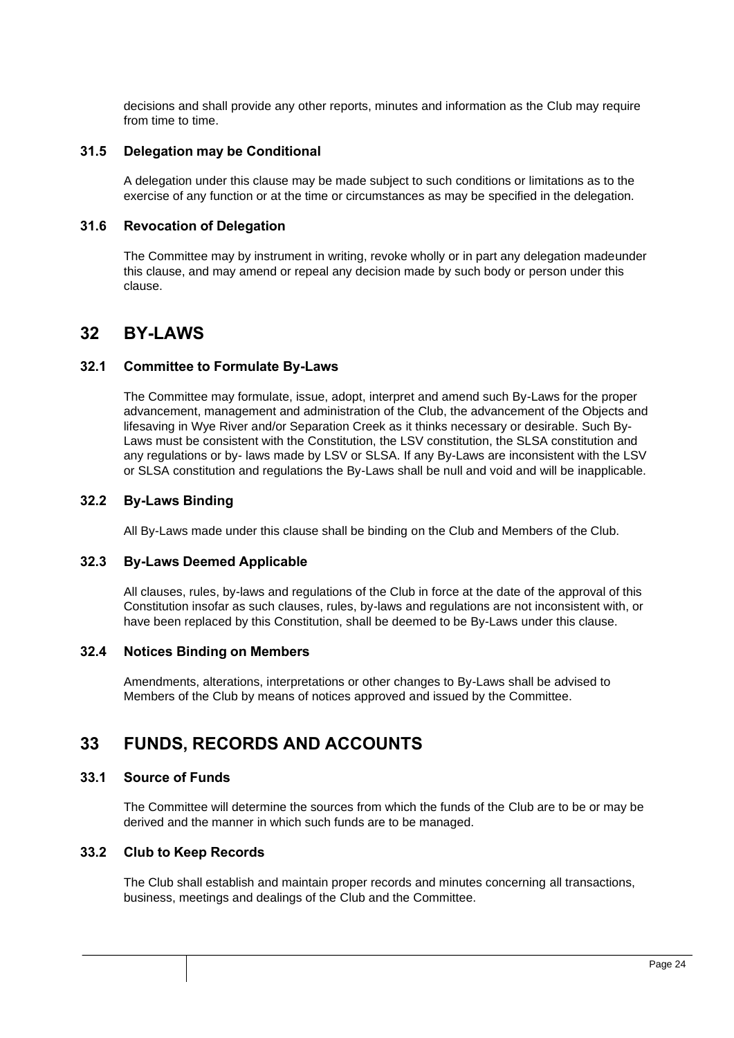decisions and shall provide any other reports, minutes and information as the Club may require from time to time.

### 31.5 Delegation may be Conditional

A delegation under this clause may be made subject to such conditions or limitations as to the exercise of any function or at the time or circumstances as may be specified in the delegation.

### 31.6 Revocation of Delegation

The Committee may by instrument in writing, revoke wholly or in part any delegation madeunder this clause, and may amend or repeal any decision made by such body or person under this clause.

## 32 BY-LAWS

### 32.1 Committee to Formulate By-Laws

The Committee may formulate, issue, adopt, interpret and amend such By-Laws for the proper advancement, management and administration of the Club, the advancement of the Objects and lifesaving in Wye River and/or Separation Creek as it thinks necessary or desirable. Such By-Laws must be consistent with the Constitution, the LSV constitution, the SLSA constitution and any regulations or by- laws made by LSV or SLSA. If any By-Laws are inconsistent with the LSV or SLSA constitution and regulations the By-Laws shall be null and void and will be inapplicable.

### 32.2 By-Laws Binding

All By-Laws made under this clause shall be binding on the Club and Members of the Club.

### 32.3 By-Laws Deemed Applicable

All clauses, rules, by-laws and regulations of the Club in force at the date of the approval of this Constitution insofar as such clauses, rules, by-laws and regulations are not inconsistent with, or have been replaced by this Constitution, shall be deemed to be By-Laws under this clause.

### 32.4 Notices Binding on Members

Amendments, alterations, interpretations or other changes to By-Laws shall be advised to Members of the Club by means of notices approved and issued by the Committee.

## 33 FUNDS, RECORDS AND ACCOUNTS

### 33.1 Source of Funds

The Committee will determine the sources from which the funds of the Club are to be or may be derived and the manner in which such funds are to be managed.

### 33.2 Club to Keep Records

The Club shall establish and maintain proper records and minutes concerning all transactions, business, meetings and dealings of the Club and the Committee.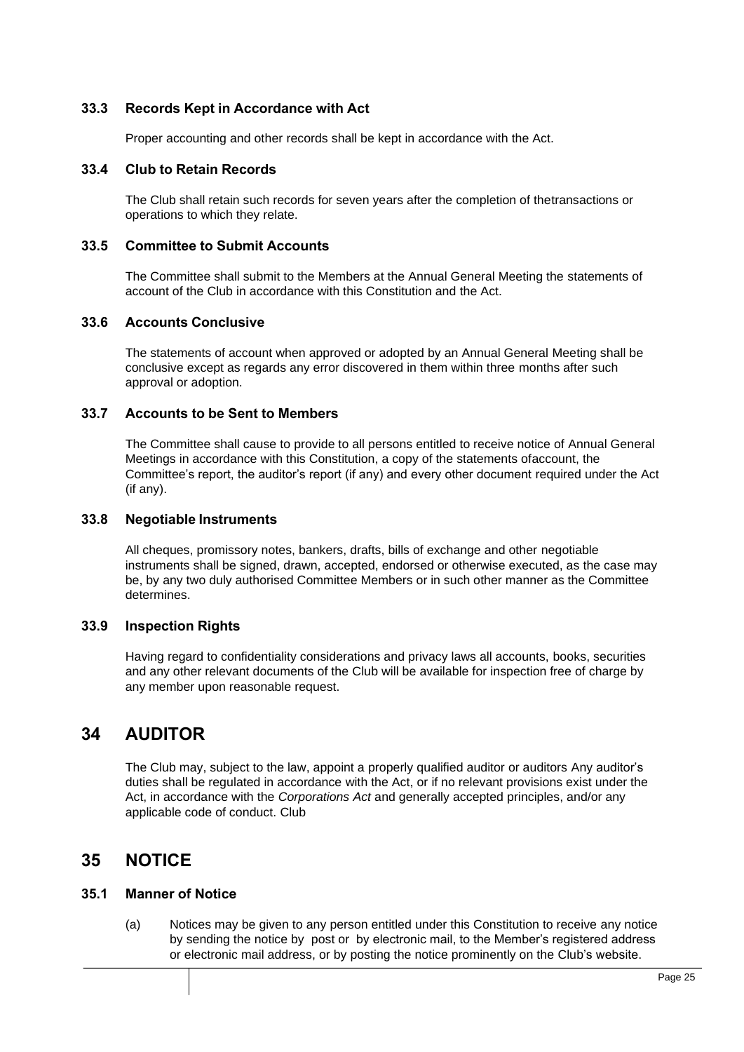### 33.3 Records Kept in Accordance with Act

Proper accounting and other records shall be kept in accordance with the Act.

### 33.4 Club to Retain Records

The Club shall retain such records for seven years after the completion of thetransactions or operations to which they relate.

### 33.5 Committee to Submit Accounts

The Committee shall submit to the Members at the Annual General Meeting the statements of account of the Club in accordance with this Constitution and the Act.

### 33.6 Accounts Conclusive

The statements of account when approved or adopted by an Annual General Meeting shall be conclusive except as regards any error discovered in them within three months after such approval or adoption.

### 33.7 Accounts to be Sent to Members

The Committee shall cause to provide to all persons entitled to receive notice of Annual General Meetings in accordance with this Constitution, a copy of the statements ofaccount, the Committee's report, the auditor's report (if any) and every other document required under the Act (if any).

### 33.8 Negotiable Instruments

All cheques, promissory notes, bankers, drafts, bills of exchange and other negotiable instruments shall be signed, drawn, accepted, endorsed or otherwise executed, as the case may be, by any two duly authorised Committee Members or in such other manner as the Committee determines.

### 33.9 Inspection Rights

Having regard to confidentiality considerations and privacy laws all accounts, books, securities and any other relevant documents of the Club will be available for inspection free of charge by any member upon reasonable request.

## 34 AUDITOR

The Club may, subject to the law, appoint a properly qualified auditor or auditors Any auditor's duties shall be regulated in accordance with the Act, or if no relevant provisions exist under the Act, in accordance with the *Corporations Act* and generally accepted principles, and/or any applicable code of conduct. Club

## 35 NOTICE

### 35.1 Manner of Notice

(a) Notices may be given to any person entitled under this Constitution to receive any notice by sending the notice by post or by electronic mail, to the Member's registered address or electronic mail address, or by posting the notice prominently on the Club's website.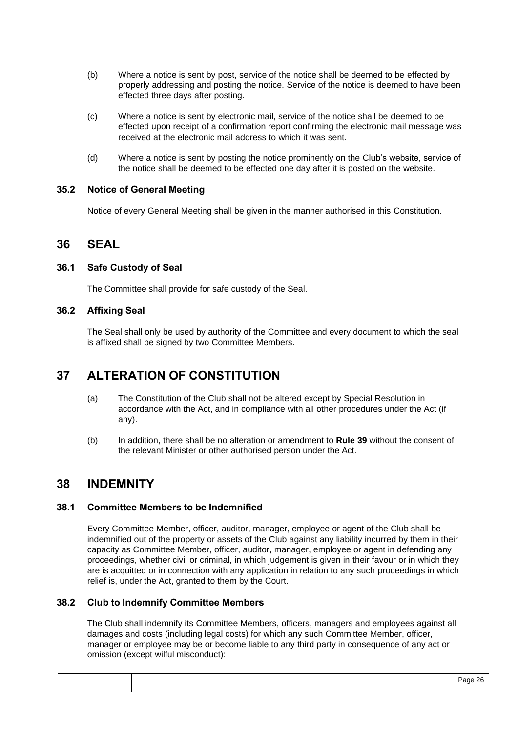(b) Where a notice is sent by post, service of the notice shall be deemed to be effected by properly addressing and posting the notice. Service of the notice is deemed to have been effected three days after posting.

(c) Where a notice is sent by electronic mail, service of the notice shall be deemed to be effected upon receipt of a confirmation report confirming the electronic mail message was received at the electronic mail address to which it was sent.

(d) Where a notice is sent by posting the notice prominently on the Club's website, service of the notice shall be deemed to be effected one day after it is posted on the website.

### 35.2 Notice of General Meeting

Notice of every General Meeting shall be given in the manner authorised in this Constitution.

## 36 SEAL

### 36.1 Safe Custody of Seal

The Committee shall provide for safe custody of the Seal.

### 36.2 Affixing Seal

The Seal shall only be used by authority of the Committee and every document to which the seal is affixed shall be signed by two Committee Members.

## 37 ALTERATION OF CONSTITUTION

(a) The Constitution of the Club shall not be altered except by Special Resolution in accordance with the Act, and in compliance with all other procedures under the Act (if any).

(b) In addition, there shall be no alteration or amendment to **Rule 39** without the consent of the relevant Minister or other authorised person under the Act.

## 38 INDEMNITY

### 38.1 Committee Members to be Indemnified

Every Committee Member, officer, auditor, manager, employee or agent of the Club shall be indemnified out of the property or assets of the Club against any liability incurred by them in their capacity as Committee Member, officer, auditor, manager, employee or agent in defending any proceedings, whether civil or criminal, in which judgement is given in their favour or in which they are is acquitted or in connection with any application in relation to any such proceedings in which relief is, under the Act, granted to them by the Court.

### 38.2 Club to Indemnify Committee Members

The Club shall indemnify its Committee Members, officers, managers and employees against all damages and costs (including legal costs) for which any such Committee Member, officer, manager or employee may be or become liable to any third party in consequence of any act or omission (except wilful misconduct):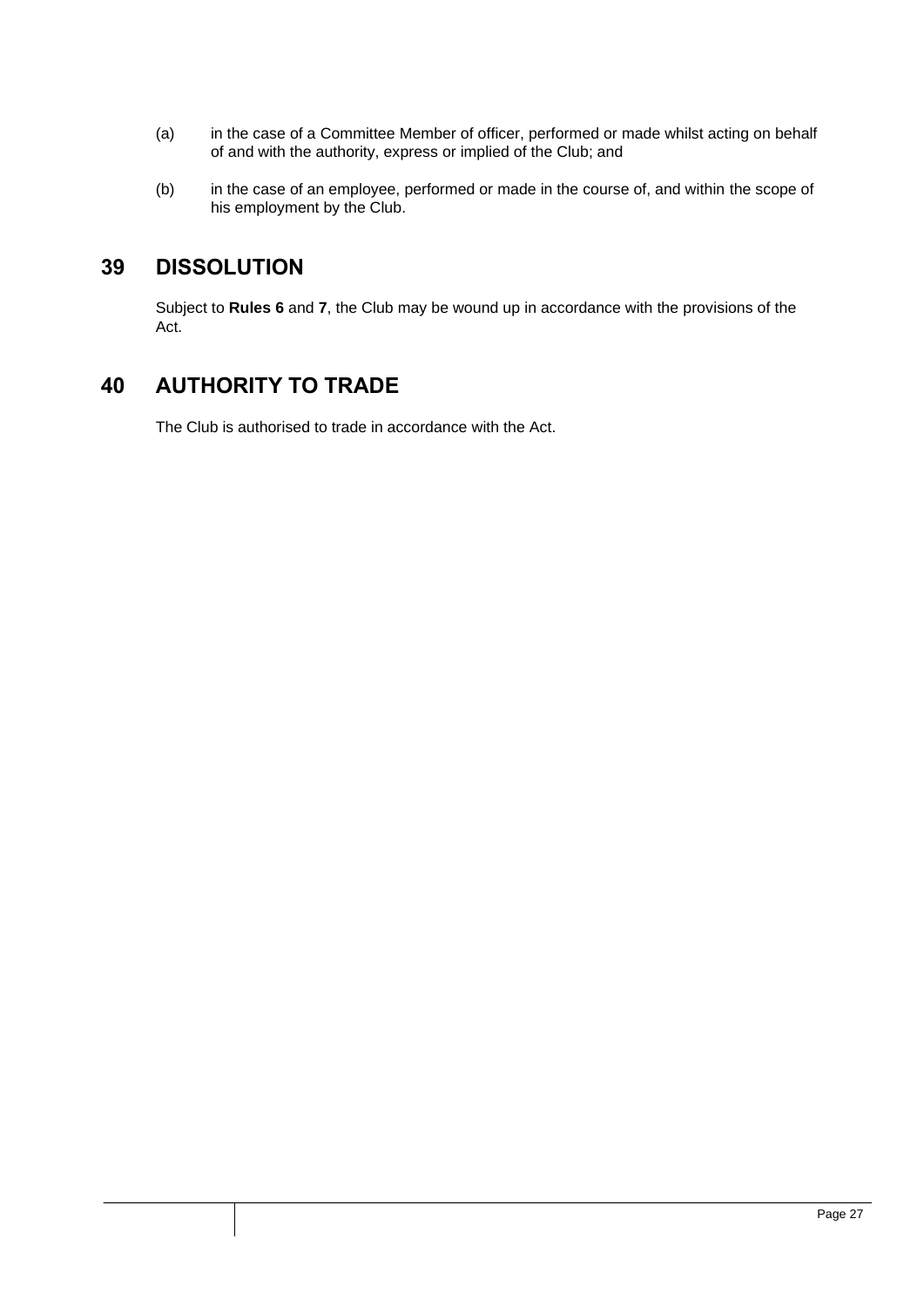(a) in the case of a Committee Member of officer, performed or made whilst acting on behalf of and with the authority, express or implied of the Club; and

(b) in the case of an employee, performed or made in the course of, and within the scope of his employment by the Club.

## 39 DISSOLUTION

Subject to **Rules 6** and **7**, the Club may be wound up in accordance with the provisions of the Act.

## 40 AUTHORITY TO TRADE

The Club is authorised to trade in accordance with the Act.